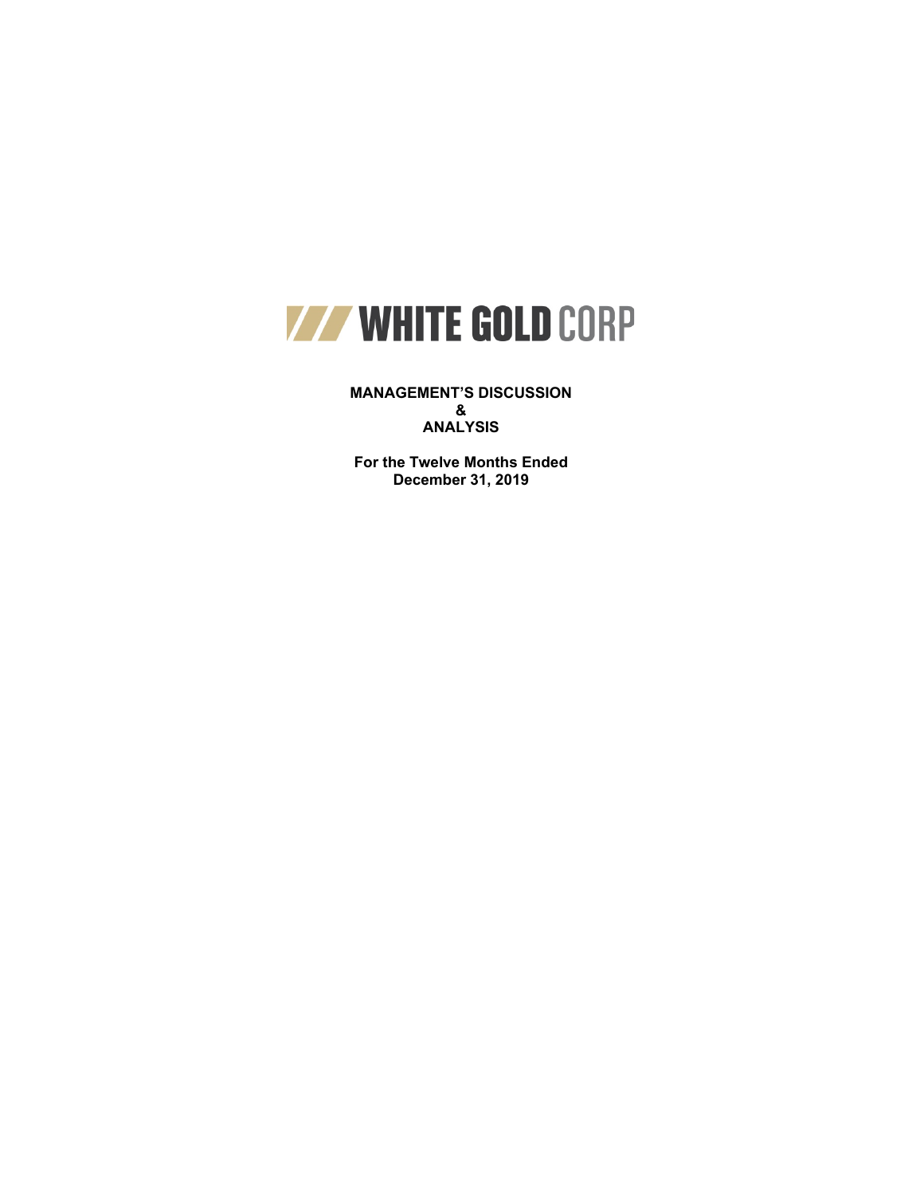# WHITE GOLD CORP

**MANAGEMENT'S DISCUSSION**
**&**
**ANALYSIS**

**For the Twelve Months Ended**
**December 31, 2019**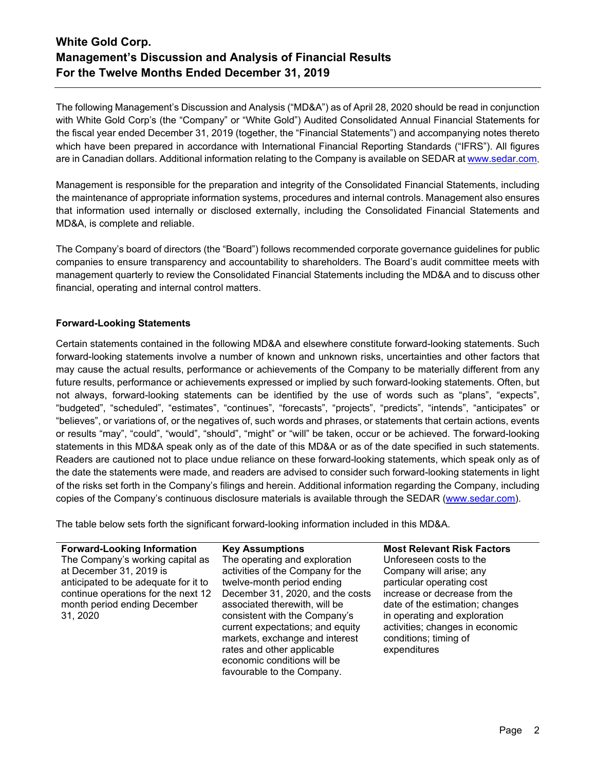# White Gold Corp.
# Management's Discussion and Analysis of Financial Results
# For the Twelve Months Ended December 31, 2019

The following Management's Discussion and Analysis ("MD&A") as of April 28, 2020 should be read in conjunction with White Gold Corp's (the "Company" or "White Gold") Audited Consolidated Annual Financial Statements for the fiscal year ended December 31, 2019 (together, the "Financial Statements") and accompanying notes thereto which have been prepared in accordance with International Financial Reporting Standards ("IFRS"). All figures are in Canadian dollars. Additional information relating to the Company is available on SEDAR at www.sedar.com.

Management is responsible for the preparation and integrity of the Consolidated Financial Statements, including the maintenance of appropriate information systems, procedures and internal controls. Management also ensures that information used internally or disclosed externally, including the Consolidated Financial Statements and MD&A, is complete and reliable.

The Company's board of directors (the "Board") follows recommended corporate governance guidelines for public companies to ensure transparency and accountability to shareholders. The Board's audit committee meets with management quarterly to review the Consolidated Financial Statements including the MD&A and to discuss other financial, operating and internal control matters.

**Forward-Looking Statements**

Certain statements contained in the following MD&A and elsewhere constitute forward-looking statements. Such forward-looking statements involve a number of known and unknown risks, uncertainties and other factors that may cause the actual results, performance or achievements of the Company to be materially different from any future results, performance or achievements expressed or implied by such forward-looking statements. Often, but not always, forward-looking statements can be identified by the use of words such as "plans", "expects", "budgeted", "scheduled", "estimates", "continues", "forecasts", "projects", "predicts", "intends", "anticipates" or "believes", or variations of, or the negatives of, such words and phrases, or statements that certain actions, events or results "may", "could", "would", "should", "might" or "will" be taken, occur or be achieved. The forward-looking statements in this MD&A speak only as of the date of this MD&A or as of the date specified in such statements. Readers are cautioned not to place undue reliance on these forward-looking statements, which speak only as of the date the statements were made, and readers are advised to consider such forward-looking statements in light of the risks set forth in the Company's filings and herein. Additional information regarding the Company, including copies of the Company's continuous disclosure materials is available through the SEDAR (www.sedar.com).

The table below sets forth the significant forward-looking information included in this MD&A.

| Forward-Looking Information | Key Assumptions | Most Relevant Risk Factors |
|---|---|---|
| The Company's working capital as at December 31, 2019 is anticipated to be adequate for it to continue operations for the next 12 month period ending December 31, 2020 | The operating and exploration activities of the Company for the twelve-month period ending December 31, 2020, and the costs associated therewith, will be consistent with the Company's current expectations; and equity markets, exchange and interest rates and other applicable economic conditions will be favourable to the Company. | Unforeseen costs to the Company will arise; any particular operating cost increase or decrease from the date of the estimation; changes in operating and exploration activities; changes in economic conditions; timing of expenditures |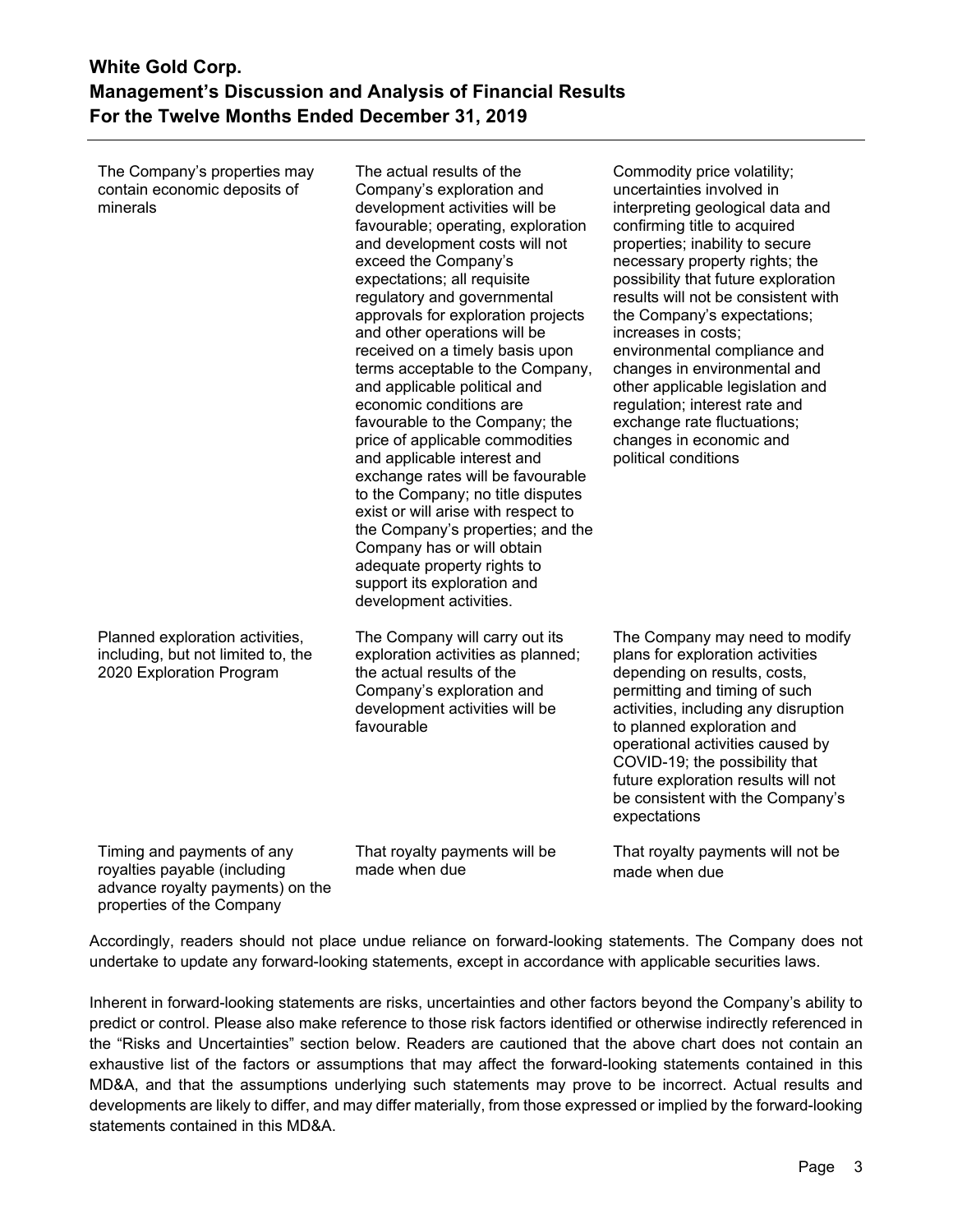| | | |
|---|---|---|
| The Company's properties may contain economic deposits of minerals | The actual results of the Company's exploration and development activities will be favourable; operating, exploration and development costs will not exceed the Company's expectations; all requisite regulatory and governmental approvals for exploration projects and other operations will be received on a timely basis upon terms acceptable to the Company, and applicable political and economic conditions are favourable to the Company; the price of applicable commodities and applicable interest and exchange rates will be favourable to the Company; no title disputes exist or will arise with respect to the Company's properties; and the Company has or will obtain adequate property rights to support its exploration and development activities. | Commodity price volatility; uncertainties involved in interpreting geological data and confirming title to acquired properties; inability to secure necessary property rights; the possibility that future exploration results will not be consistent with the Company's expectations; increases in costs; environmental compliance and changes in environmental and other applicable legislation and regulation; interest rate and exchange rate fluctuations; changes in economic and political conditions |
| Planned exploration activities, including, but not limited to, the 2020 Exploration Program | The Company will carry out its exploration activities as planned; the actual results of the Company's exploration and development activities will be favourable | The Company may need to modify plans for exploration activities depending on results, costs, permitting and timing of such activities, including any disruption to planned exploration and operational activities caused by COVID-19; the possibility that future exploration results will not be consistent with the Company's expectations |
| Timing and payments of any royalties payable (including advance royalty payments) on the properties of the Company | That royalty payments will be made when due | That royalty payments will not be made when due |

Accordingly, readers should not place undue reliance on forward-looking statements. The Company does not undertake to update any forward-looking statements, except in accordance with applicable securities laws.

Inherent in forward-looking statements are risks, uncertainties and other factors beyond the Company's ability to predict or control. Please also make reference to those risk factors identified or otherwise indirectly referenced in the "Risks and Uncertainties" section below. Readers are cautioned that the above chart does not contain an exhaustive list of the factors or assumptions that may affect the forward-looking statements contained in this MD&A, and that the assumptions underlying such statements may prove to be incorrect. Actual results and developments are likely to differ, and may differ materially, from those expressed or implied by the forward-looking statements contained in this MD&A.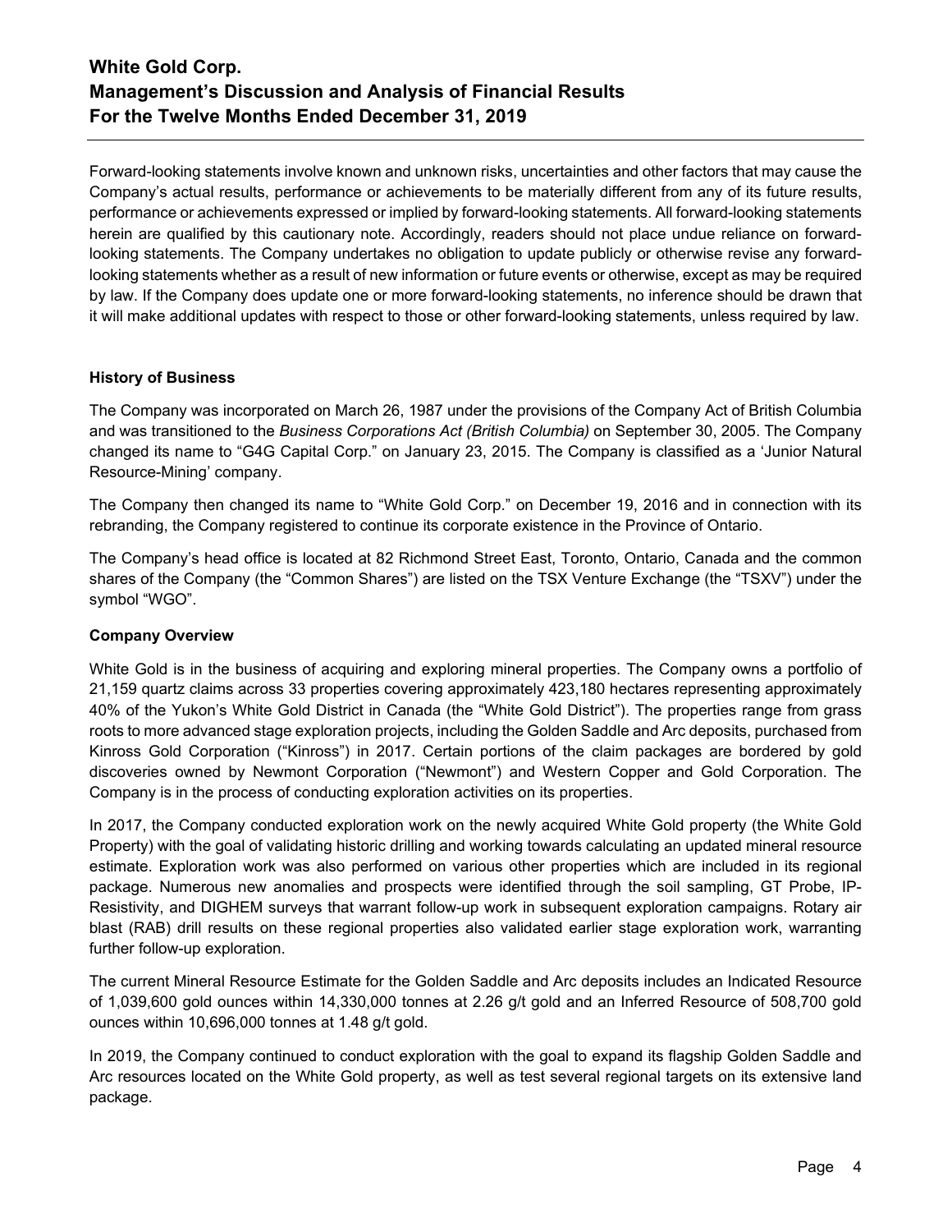Forward-looking statements involve known and unknown risks, uncertainties and other factors that may cause the Company's actual results, performance or achievements to be materially different from any of its future results, performance or achievements expressed or implied by forward-looking statements. All forward-looking statements herein are qualified by this cautionary note. Accordingly, readers should not place undue reliance on forward-looking statements. The Company undertakes no obligation to update publicly or otherwise revise any forward-looking statements whether as a result of new information or future events or otherwise, except as may be required by law. If the Company does update one or more forward-looking statements, no inference should be drawn that it will make additional updates with respect to those or other forward-looking statements, unless required by law.

**History of Business**

The Company was incorporated on March 26, 1987 under the provisions of the Company Act of British Columbia and was transitioned to the *Business Corporations Act (British Columbia)* on September 30, 2005. The Company changed its name to "G4G Capital Corp." on January 23, 2015. The Company is classified as a 'Junior Natural Resource-Mining' company.

The Company then changed its name to "White Gold Corp." on December 19, 2016 and in connection with its rebranding, the Company registered to continue its corporate existence in the Province of Ontario.

The Company's head office is located at 82 Richmond Street East, Toronto, Ontario, Canada and the common shares of the Company (the "Common Shares") are listed on the TSX Venture Exchange (the "TSXV") under the symbol "WGO".

**Company Overview**

White Gold is in the business of acquiring and exploring mineral properties. The Company owns a portfolio of 21,159 quartz claims across 33 properties covering approximately 423,180 hectares representing approximately 40% of the Yukon's White Gold District in Canada (the "White Gold District"). The properties range from grass roots to more advanced stage exploration projects, including the Golden Saddle and Arc deposits, purchased from Kinross Gold Corporation ("Kinross") in 2017. Certain portions of the claim packages are bordered by gold discoveries owned by Newmont Corporation ("Newmont") and Western Copper and Gold Corporation. The Company is in the process of conducting exploration activities on its properties.

In 2017, the Company conducted exploration work on the newly acquired White Gold property (the White Gold Property) with the goal of validating historic drilling and working towards calculating an updated mineral resource estimate. Exploration work was also performed on various other properties which are included in its regional package. Numerous new anomalies and prospects were identified through the soil sampling, GT Probe, IP-Resistivity, and DIGHEM surveys that warrant follow-up work in subsequent exploration campaigns. Rotary air blast (RAB) drill results on these regional properties also validated earlier stage exploration work, warranting further follow-up exploration.

The current Mineral Resource Estimate for the Golden Saddle and Arc deposits includes an Indicated Resource of 1,039,600 gold ounces within 14,330,000 tonnes at 2.26 g/t gold and an Inferred Resource of 508,700 gold ounces within 10,696,000 tonnes at 1.48 g/t gold.

In 2019, the Company continued to conduct exploration with the goal to expand its flagship Golden Saddle and Arc resources located on the White Gold property, as well as test several regional targets on its extensive land package.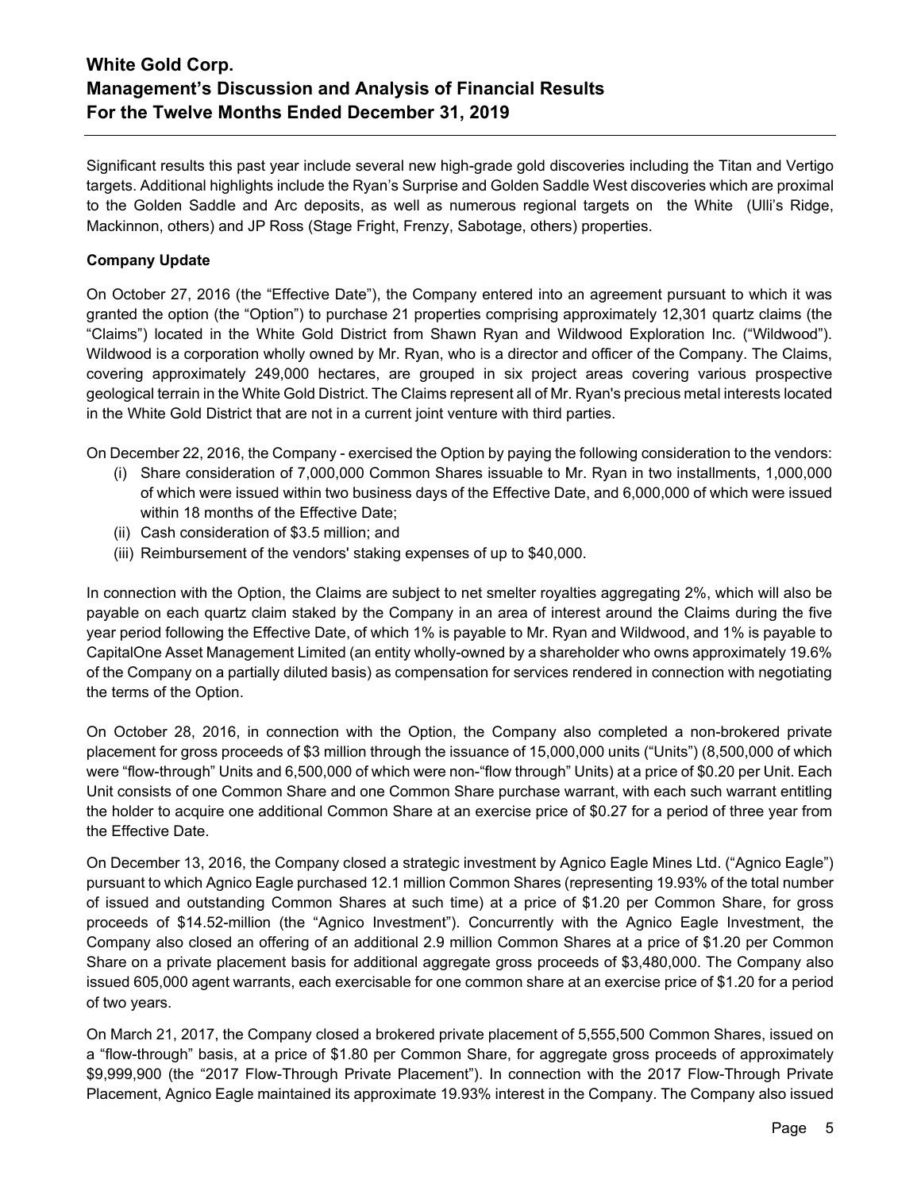Significant results this past year include several new high-grade gold discoveries including the Titan and Vertigo targets. Additional highlights include the Ryan's Surprise and Golden Saddle West discoveries which are proximal to the Golden Saddle and Arc deposits, as well as numerous regional targets on the White (Ulli's Ridge, Mackinnon, others) and JP Ross (Stage Fright, Frenzy, Sabotage, others) properties.

**Company Update**

On October 27, 2016 (the "Effective Date"), the Company entered into an agreement pursuant to which it was granted the option (the "Option") to purchase 21 properties comprising approximately 12,301 quartz claims (the "Claims") located in the White Gold District from Shawn Ryan and Wildwood Exploration Inc. ("Wildwood"). Wildwood is a corporation wholly owned by Mr. Ryan, who is a director and officer of the Company. The Claims, covering approximately 249,000 hectares, are grouped in six project areas covering various prospective geological terrain in the White Gold District. The Claims represent all of Mr. Ryan's precious metal interests located in the White Gold District that are not in a current joint venture with third parties.

On December 22, 2016, the Company - exercised the Option by paying the following consideration to the vendors:

(i) Share consideration of 7,000,000 Common Shares issuable to Mr. Ryan in two installments, 1,000,000 of which were issued within two business days of the Effective Date, and 6,000,000 of which were issued within 18 months of the Effective Date;
(ii) Cash consideration of $3.5 million; and
(iii) Reimbursement of the vendors' staking expenses of up to $40,000.

In connection with the Option, the Claims are subject to net smelter royalties aggregating 2%, which will also be payable on each quartz claim staked by the Company in an area of interest around the Claims during the five year period following the Effective Date, of which 1% is payable to Mr. Ryan and Wildwood, and 1% is payable to CapitalOne Asset Management Limited (an entity wholly-owned by a shareholder who owns approximately 19.6% of the Company on a partially diluted basis) as compensation for services rendered in connection with negotiating the terms of the Option.

On October 28, 2016, in connection with the Option, the Company also completed a non-brokered private placement for gross proceeds of $3 million through the issuance of 15,000,000 units ("Units") (8,500,000 of which were "flow-through" Units and 6,500,000 of which were non-"flow through" Units) at a price of $0.20 per Unit. Each Unit consists of one Common Share and one Common Share purchase warrant, with each such warrant entitling the holder to acquire one additional Common Share at an exercise price of $0.27 for a period of three year from the Effective Date.

On December 13, 2016, the Company closed a strategic investment by Agnico Eagle Mines Ltd. ("Agnico Eagle") pursuant to which Agnico Eagle purchased 12.1 million Common Shares (representing 19.93% of the total number of issued and outstanding Common Shares at such time) at a price of $1.20 per Common Share, for gross proceeds of $14.52-million (the "Agnico Investment"). Concurrently with the Agnico Eagle Investment, the Company also closed an offering of an additional 2.9 million Common Shares at a price of $1.20 per Common Share on a private placement basis for additional aggregate gross proceeds of $3,480,000. The Company also issued 605,000 agent warrants, each exercisable for one common share at an exercise price of $1.20 for a period of two years.

On March 21, 2017, the Company closed a brokered private placement of 5,555,500 Common Shares, issued on a "flow-through" basis, at a price of $1.80 per Common Share, for aggregate gross proceeds of approximately $9,999,900 (the "2017 Flow-Through Private Placement"). In connection with the 2017 Flow-Through Private Placement, Agnico Eagle maintained its approximate 19.93% interest in the Company. The Company also issued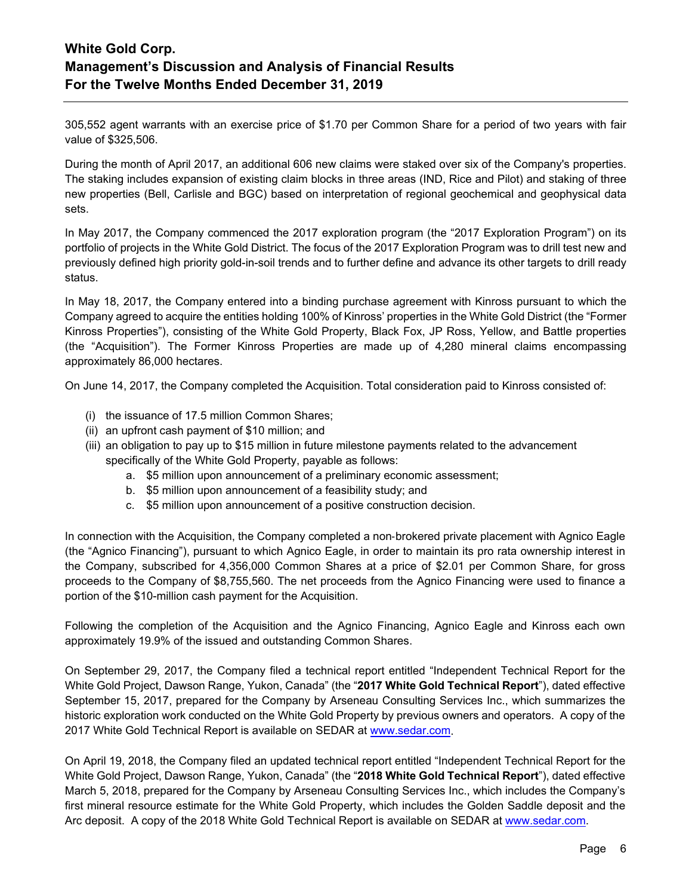305,552 agent warrants with an exercise price of \$1.70 per Common Share for a period of two years with fair value of \$325,506.

During the month of April 2017, an additional 606 new claims were staked over six of the Company's properties. The staking includes expansion of existing claim blocks in three areas (IND, Rice and Pilot) and staking of three new properties (Bell, Carlisle and BGC) based on interpretation of regional geochemical and geophysical data sets.

In May 2017, the Company commenced the 2017 exploration program (the "2017 Exploration Program") on its portfolio of projects in the White Gold District. The focus of the 2017 Exploration Program was to drill test new and previously defined high priority gold-in-soil trends and to further define and advance its other targets to drill ready status.

In May 18, 2017, the Company entered into a binding purchase agreement with Kinross pursuant to which the Company agreed to acquire the entities holding 100% of Kinross' properties in the White Gold District (the "Former Kinross Properties"), consisting of the White Gold Property, Black Fox, JP Ross, Yellow, and Battle properties (the "Acquisition"). The Former Kinross Properties are made up of 4,280 mineral claims encompassing approximately 86,000 hectares.

On June 14, 2017, the Company completed the Acquisition. Total consideration paid to Kinross consisted of:

(i) the issuance of 17.5 million Common Shares;
(ii) an upfront cash payment of \$10 million; and
(iii) an obligation to pay up to \$15 million in future milestone payments related to the advancement specifically of the White Gold Property, payable as follows:
    a. \$5 million upon announcement of a preliminary economic assessment;
    b. \$5 million upon announcement of a feasibility study; and
    c. \$5 million upon announcement of a positive construction decision.

In connection with the Acquisition, the Company completed a non-brokered private placement with Agnico Eagle (the "Agnico Financing"), pursuant to which Agnico Eagle, in order to maintain its pro rata ownership interest in the Company, subscribed for 4,356,000 Common Shares at a price of \$2.01 per Common Share, for gross proceeds to the Company of \$8,755,560. The net proceeds from the Agnico Financing were used to finance a portion of the \$10-million cash payment for the Acquisition.

Following the completion of the Acquisition and the Agnico Financing, Agnico Eagle and Kinross each own approximately 19.9% of the issued and outstanding Common Shares.

On September 29, 2017, the Company filed a technical report entitled "Independent Technical Report for the White Gold Project, Dawson Range, Yukon, Canada" (the "**2017 White Gold Technical Report**"), dated effective September 15, 2017, prepared for the Company by Arseneau Consulting Services Inc., which summarizes the historic exploration work conducted on the White Gold Property by previous owners and operators. A copy of the 2017 White Gold Technical Report is available on SEDAR at [www.sedar.com](http://www.sedar.com).

On April 19, 2018, the Company filed an updated technical report entitled "Independent Technical Report for the White Gold Project, Dawson Range, Yukon, Canada" (the "**2018 White Gold Technical Report**"), dated effective March 5, 2018, prepared for the Company by Arseneau Consulting Services Inc., which includes the Company's first mineral resource estimate for the White Gold Property, which includes the Golden Saddle deposit and the Arc deposit. A copy of the 2018 White Gold Technical Report is available on SEDAR at [www.sedar.com](http://www.sedar.com).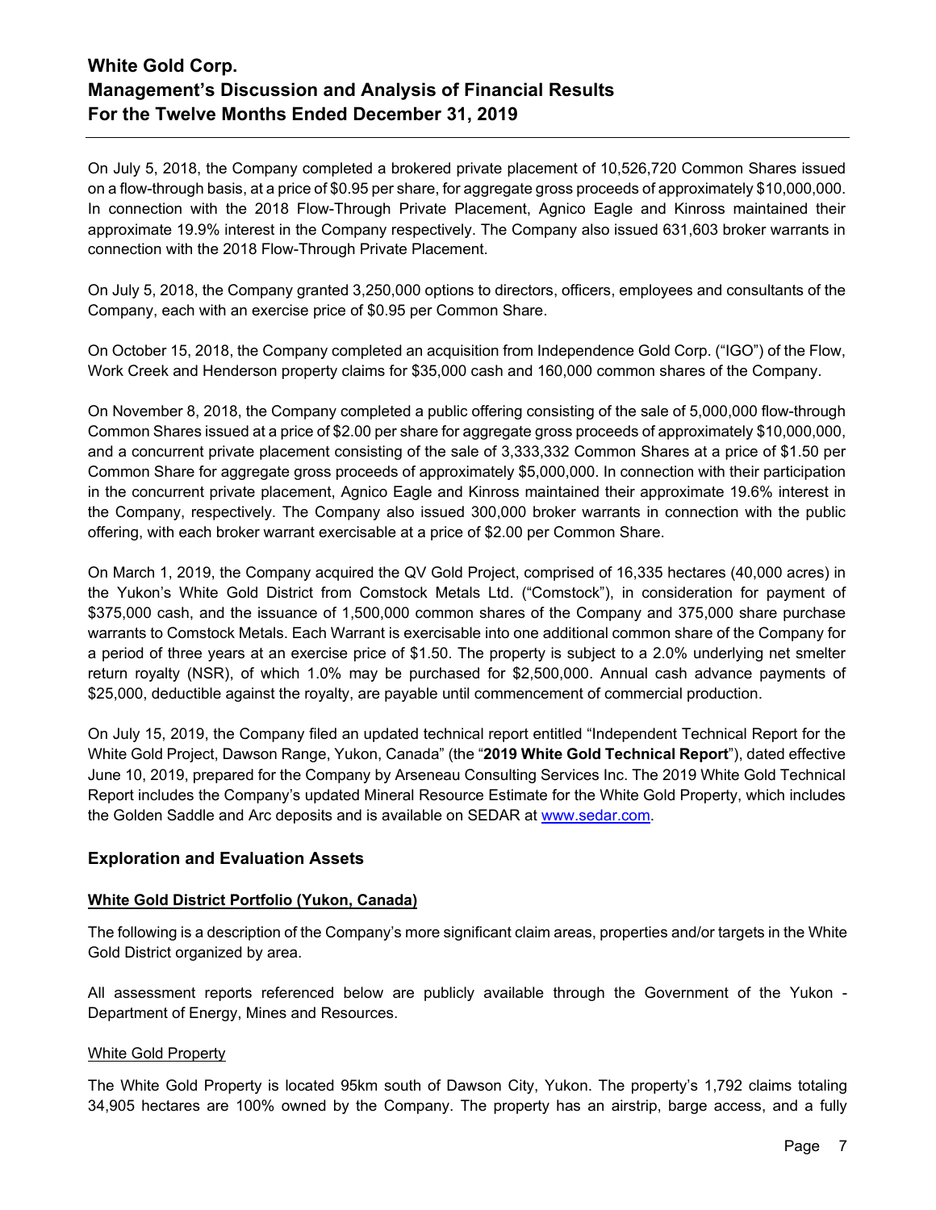On July 5, 2018, the Company completed a brokered private placement of 10,526,720 Common Shares issued on a flow-through basis, at a price of $0.95 per share, for aggregate gross proceeds of approximately $10,000,000. In connection with the 2018 Flow-Through Private Placement, Agnico Eagle and Kinross maintained their approximate 19.9% interest in the Company respectively. The Company also issued 631,603 broker warrants in connection with the 2018 Flow-Through Private Placement.

On July 5, 2018, the Company granted 3,250,000 options to directors, officers, employees and consultants of the Company, each with an exercise price of $0.95 per Common Share.

On October 15, 2018, the Company completed an acquisition from Independence Gold Corp. ("IGO") of the Flow, Work Creek and Henderson property claims for $35,000 cash and 160,000 common shares of the Company.

On November 8, 2018, the Company completed a public offering consisting of the sale of 5,000,000 flow-through Common Shares issued at a price of $2.00 per share for aggregate gross proceeds of approximately $10,000,000, and a concurrent private placement consisting of the sale of 3,333,332 Common Shares at a price of $1.50 per Common Share for aggregate gross proceeds of approximately $5,000,000. In connection with their participation in the concurrent private placement, Agnico Eagle and Kinross maintained their approximate 19.6% interest in the Company, respectively. The Company also issued 300,000 broker warrants in connection with the public offering, with each broker warrant exercisable at a price of $2.00 per Common Share.

On March 1, 2019, the Company acquired the QV Gold Project, comprised of 16,335 hectares (40,000 acres) in the Yukon's White Gold District from Comstock Metals Ltd. ("Comstock"), in consideration for payment of $375,000 cash, and the issuance of 1,500,000 common shares of the Company and 375,000 share purchase warrants to Comstock Metals. Each Warrant is exercisable into one additional common share of the Company for a period of three years at an exercise price of $1.50. The property is subject to a 2.0% underlying net smelter return royalty (NSR), of which 1.0% may be purchased for $2,500,000. Annual cash advance payments of $25,000, deductible against the royalty, are payable until commencement of commercial production.

On July 15, 2019, the Company filed an updated technical report entitled "Independent Technical Report for the White Gold Project, Dawson Range, Yukon, Canada" (the "**2019 White Gold Technical Report**"), dated effective June 10, 2019, prepared for the Company by Arseneau Consulting Services Inc. The 2019 White Gold Technical Report includes the Company's updated Mineral Resource Estimate for the White Gold Property, which includes the Golden Saddle and Arc deposits and is available on SEDAR at www.sedar.com.

## Exploration and Evaluation Assets

### White Gold District Portfolio (Yukon, Canada)

The following is a description of the Company's more significant claim areas, properties and/or targets in the White Gold District organized by area.

All assessment reports referenced below are publicly available through the Government of the Yukon - Department of Energy, Mines and Resources.

#### White Gold Property

The White Gold Property is located 95km south of Dawson City, Yukon. The property's 1,792 claims totaling 34,905 hectares are 100% owned by the Company. The property has an airstrip, barge access, and a fully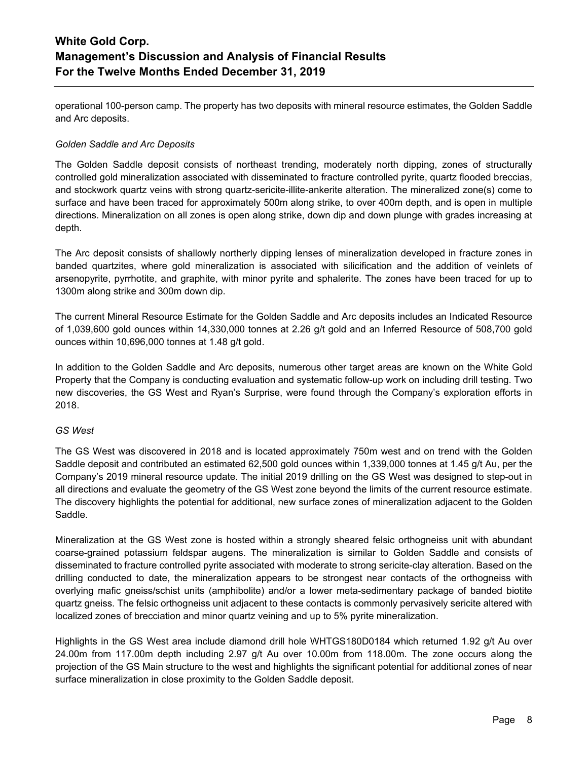operational 100-person camp. The property has two deposits with mineral resource estimates, the Golden Saddle and Arc deposits.

*Golden Saddle and Arc Deposits*

The Golden Saddle deposit consists of northeast trending, moderately north dipping, zones of structurally controlled gold mineralization associated with disseminated to fracture controlled pyrite, quartz flooded breccias, and stockwork quartz veins with strong quartz-sericite-illite-ankerite alteration. The mineralized zone(s) come to surface and have been traced for approximately 500m along strike, to over 400m depth, and is open in multiple directions. Mineralization on all zones is open along strike, down dip and down plunge with grades increasing at depth.

The Arc deposit consists of shallowly northerly dipping lenses of mineralization developed in fracture zones in banded quartzites, where gold mineralization is associated with silicification and the addition of veinlets of arsenopyrite, pyrrhotite, and graphite, with minor pyrite and sphalerite. The zones have been traced for up to 1300m along strike and 300m down dip.

The current Mineral Resource Estimate for the Golden Saddle and Arc deposits includes an Indicated Resource of 1,039,600 gold ounces within 14,330,000 tonnes at 2.26 g/t gold and an Inferred Resource of 508,700 gold ounces within 10,696,000 tonnes at 1.48 g/t gold.

In addition to the Golden Saddle and Arc deposits, numerous other target areas are known on the White Gold Property that the Company is conducting evaluation and systematic follow-up work on including drill testing. Two new discoveries, the GS West and Ryan's Surprise, were found through the Company's exploration efforts in 2018.

*GS West*

The GS West was discovered in 2018 and is located approximately 750m west and on trend with the Golden Saddle deposit and contributed an estimated 62,500 gold ounces within 1,339,000 tonnes at 1.45 g/t Au, per the Company's 2019 mineral resource update. The initial 2019 drilling on the GS West was designed to step-out in all directions and evaluate the geometry of the GS West zone beyond the limits of the current resource estimate. The discovery highlights the potential for additional, new surface zones of mineralization adjacent to the Golden Saddle.

Mineralization at the GS West zone is hosted within a strongly sheared felsic orthogneiss unit with abundant coarse-grained potassium feldspar augens. The mineralization is similar to Golden Saddle and consists of disseminated to fracture controlled pyrite associated with moderate to strong sericite-clay alteration. Based on the drilling conducted to date, the mineralization appears to be strongest near contacts of the orthogneiss with overlying mafic gneiss/schist units (amphibolite) and/or a lower meta-sedimentary package of banded biotite quartz gneiss. The felsic orthogneiss unit adjacent to these contacts is commonly pervasively sericite altered with localized zones of brecciation and minor quartz veining and up to 5% pyrite mineralization.

Highlights in the GS West area include diamond drill hole WHTGS180D0184 which returned 1.92 g/t Au over 24.00m from 117.00m depth including 2.97 g/t Au over 10.00m from 118.00m. The zone occurs along the projection of the GS Main structure to the west and highlights the significant potential for additional zones of near surface mineralization in close proximity to the Golden Saddle deposit.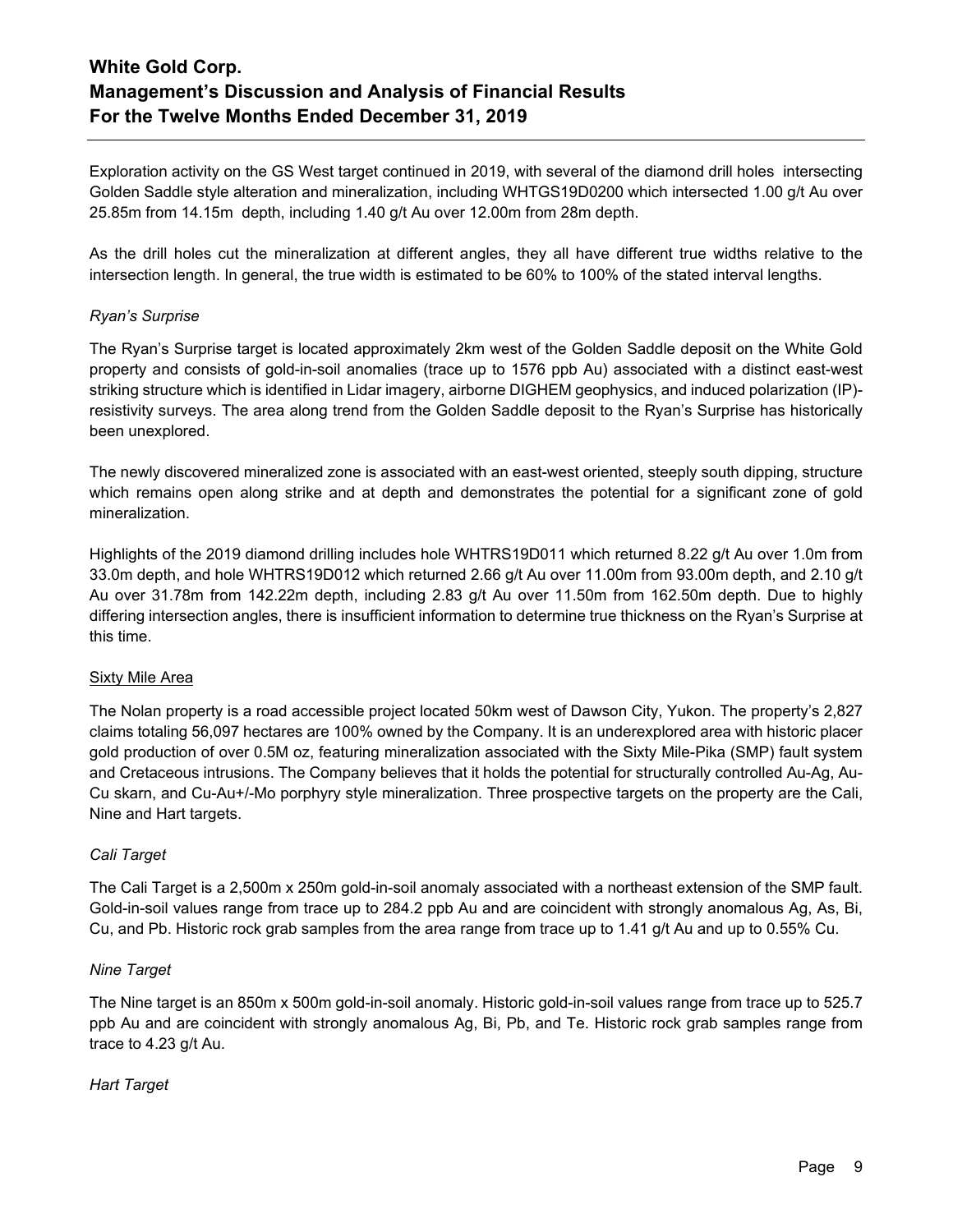Exploration activity on the GS West target continued in 2019, with several of the diamond drill holes intersecting Golden Saddle style alteration and mineralization, including WHTGS19D0200 which intersected 1.00 g/t Au over 25.85m from 14.15m depth, including 1.40 g/t Au over 12.00m from 28m depth.

As the drill holes cut the mineralization at different angles, they all have different true widths relative to the intersection length. In general, the true width is estimated to be 60% to 100% of the stated interval lengths.

*Ryan's Surprise*

The Ryan's Surprise target is located approximately 2km west of the Golden Saddle deposit on the White Gold property and consists of gold-in-soil anomalies (trace up to 1576 ppb Au) associated with a distinct east-west striking structure which is identified in Lidar imagery, airborne DIGHEM geophysics, and induced polarization (IP)-resistivity surveys. The area along trend from the Golden Saddle deposit to the Ryan's Surprise has historically been unexplored.

The newly discovered mineralized zone is associated with an east-west oriented, steeply south dipping, structure which remains open along strike and at depth and demonstrates the potential for a significant zone of gold mineralization.

Highlights of the 2019 diamond drilling includes hole WHTRS19D011 which returned 8.22 g/t Au over 1.0m from 33.0m depth, and hole WHTRS19D012 which returned 2.66 g/t Au over 11.00m from 93.00m depth, and 2.10 g/t Au over 31.78m from 142.22m depth, including 2.83 g/t Au over 11.50m from 162.50m depth. Due to highly differing intersection angles, there is insufficient information to determine true thickness on the Ryan's Surprise at this time.

Sixty Mile Area

The Nolan property is a road accessible project located 50km west of Dawson City, Yukon. The property's 2,827 claims totaling 56,097 hectares are 100% owned by the Company. It is an underexplored area with historic placer gold production of over 0.5M oz, featuring mineralization associated with the Sixty Mile-Pika (SMP) fault system and Cretaceous intrusions. The Company believes that it holds the potential for structurally controlled Au-Ag, Au-Cu skarn, and Cu-Au+/-Mo porphyry style mineralization. Three prospective targets on the property are the Cali, Nine and Hart targets.

*Cali Target*

The Cali Target is a 2,500m x 250m gold-in-soil anomaly associated with a northeast extension of the SMP fault. Gold-in-soil values range from trace up to 284.2 ppb Au and are coincident with strongly anomalous Ag, As, Bi, Cu, and Pb. Historic rock grab samples from the area range from trace up to 1.41 g/t Au and up to 0.55% Cu.

*Nine Target*

The Nine target is an 850m x 500m gold-in-soil anomaly. Historic gold-in-soil values range from trace up to 525.7 ppb Au and are coincident with strongly anomalous Ag, Bi, Pb, and Te. Historic rock grab samples range from trace to 4.23 g/t Au.

*Hart Target*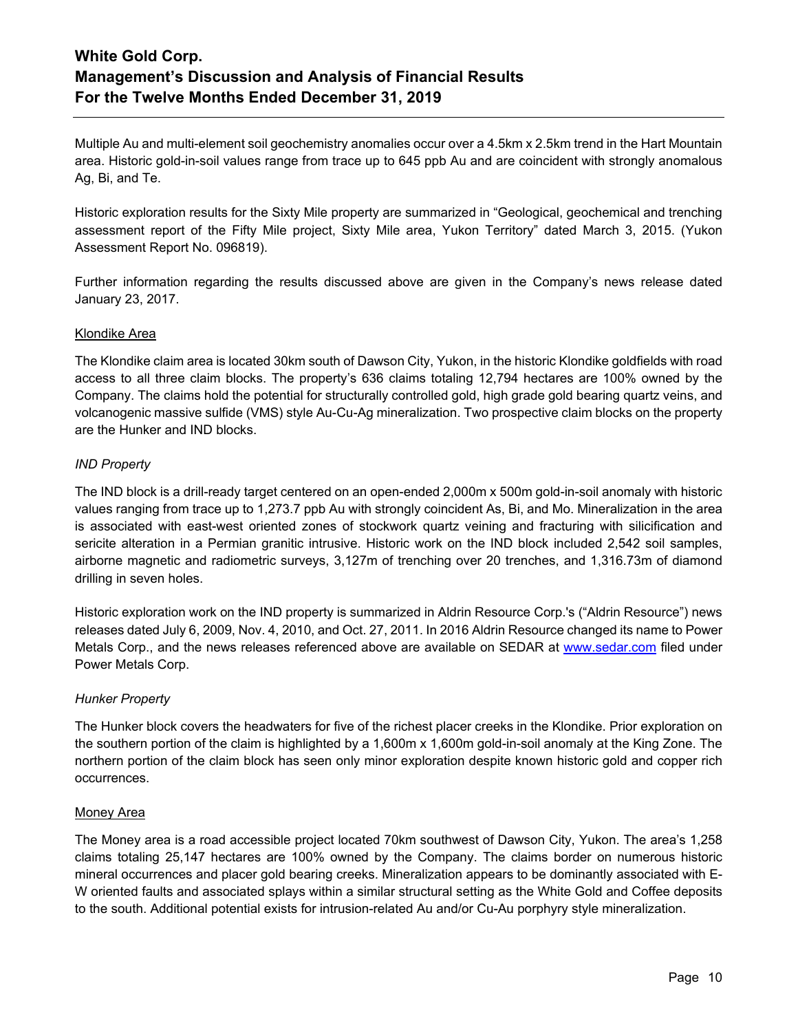Multiple Au and multi-element soil geochemistry anomalies occur over a 4.5km x 2.5km trend in the Hart Mountain area. Historic gold-in-soil values range from trace up to 645 ppb Au and are coincident with strongly anomalous Ag, Bi, and Te.

Historic exploration results for the Sixty Mile property are summarized in "Geological, geochemical and trenching assessment report of the Fifty Mile project, Sixty Mile area, Yukon Territory" dated March 3, 2015. (Yukon Assessment Report No. 096819).

Further information regarding the results discussed above are given in the Company's news release dated January 23, 2017.

## Klondike Area

The Klondike claim area is located 30km south of Dawson City, Yukon, in the historic Klondike goldfields with road access to all three claim blocks. The property's 636 claims totaling 12,794 hectares are 100% owned by the Company. The claims hold the potential for structurally controlled gold, high grade gold bearing quartz veins, and volcanogenic massive sulfide (VMS) style Au-Cu-Ag mineralization. Two prospective claim blocks on the property are the Hunker and IND blocks.

### *IND Property*

The IND block is a drill-ready target centered on an open-ended 2,000m x 500m gold-in-soil anomaly with historic values ranging from trace up to 1,273.7 ppb Au with strongly coincident As, Bi, and Mo. Mineralization in the area is associated with east-west oriented zones of stockwork quartz veining and fracturing with silicification and sericite alteration in a Permian granitic intrusive. Historic work on the IND block included 2,542 soil samples, airborne magnetic and radiometric surveys, 3,127m of trenching over 20 trenches, and 1,316.73m of diamond drilling in seven holes.

Historic exploration work on the IND property is summarized in Aldrin Resource Corp.'s ("Aldrin Resource") news releases dated July 6, 2009, Nov. 4, 2010, and Oct. 27, 2011. In 2016 Aldrin Resource changed its name to Power Metals Corp., and the news releases referenced above are available on SEDAR at www.sedar.com filed under Power Metals Corp.

### *Hunker Property*

The Hunker block covers the headwaters for five of the richest placer creeks in the Klondike. Prior exploration on the southern portion of the claim is highlighted by a 1,600m x 1,600m gold-in-soil anomaly at the King Zone. The northern portion of the claim block has seen only minor exploration despite known historic gold and copper rich occurrences.

## Money Area

The Money area is a road accessible project located 70km southwest of Dawson City, Yukon. The area's 1,258 claims totaling 25,147 hectares are 100% owned by the Company. The claims border on numerous historic mineral occurrences and placer gold bearing creeks. Mineralization appears to be dominantly associated with E-W oriented faults and associated splays within a similar structural setting as the White Gold and Coffee deposits to the south. Additional potential exists for intrusion-related Au and/or Cu-Au porphyry style mineralization.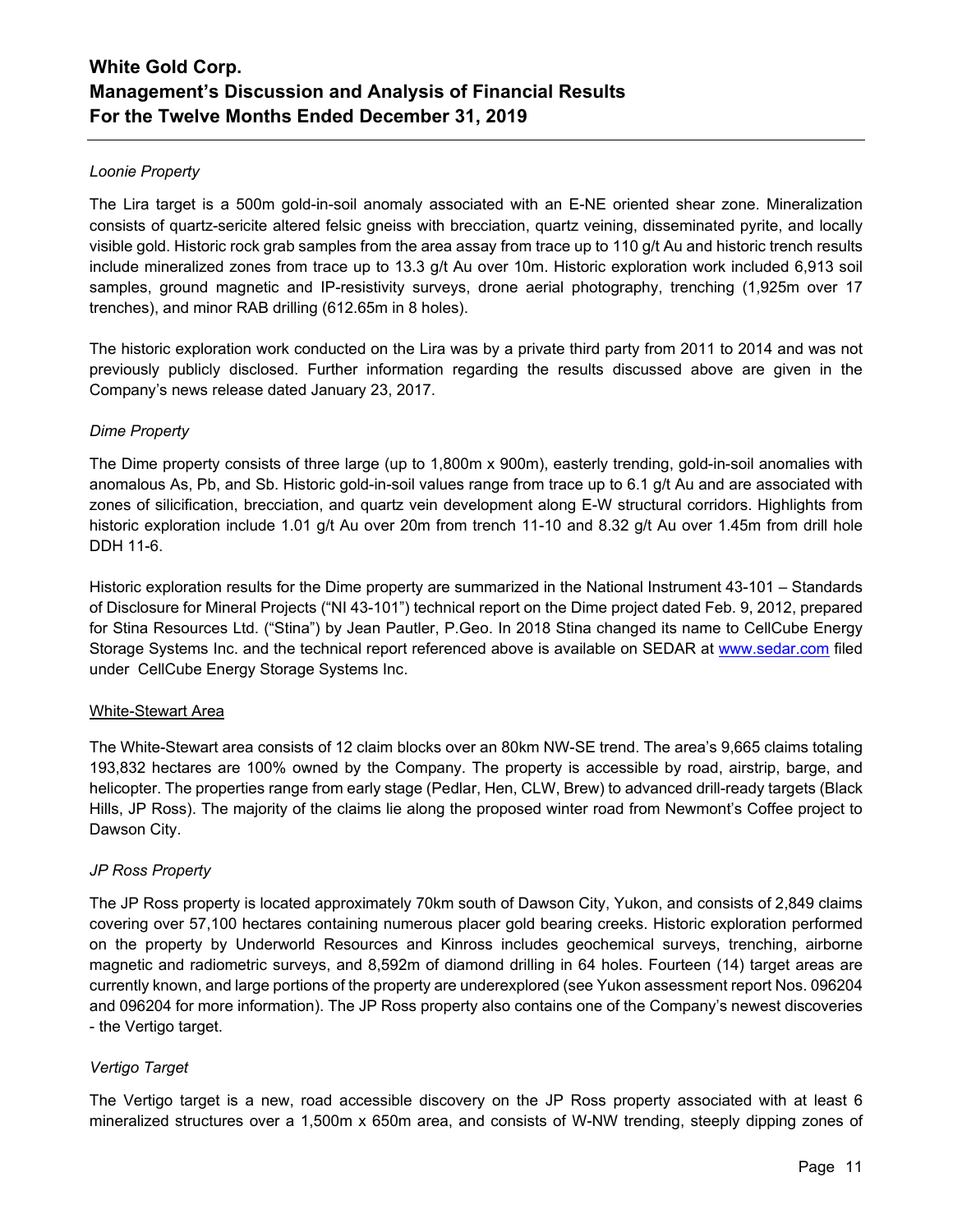*Loonie Property*

The Lira target is a 500m gold-in-soil anomaly associated with an E-NE oriented shear zone. Mineralization consists of quartz-sericite altered felsic gneiss with brecciation, quartz veining, disseminated pyrite, and locally visible gold. Historic rock grab samples from the area assay from trace up to 110 g/t Au and historic trench results include mineralized zones from trace up to 13.3 g/t Au over 10m. Historic exploration work included 6,913 soil samples, ground magnetic and IP-resistivity surveys, drone aerial photography, trenching (1,925m over 17 trenches), and minor RAB drilling (612.65m in 8 holes).

The historic exploration work conducted on the Lira was by a private third party from 2011 to 2014 and was not previously publicly disclosed. Further information regarding the results discussed above are given in the Company's news release dated January 23, 2017.

*Dime Property*

The Dime property consists of three large (up to 1,800m x 900m), easterly trending, gold-in-soil anomalies with anomalous As, Pb, and Sb. Historic gold-in-soil values range from trace up to 6.1 g/t Au and are associated with zones of silicification, brecciation, and quartz vein development along E-W structural corridors. Highlights from historic exploration include 1.01 g/t Au over 20m from trench 11-10 and 8.32 g/t Au over 1.45m from drill hole DDH 11-6.

Historic exploration results for the Dime property are summarized in the National Instrument 43-101 – Standards of Disclosure for Mineral Projects ("NI 43-101") technical report on the Dime project dated Feb. 9, 2012, prepared for Stina Resources Ltd. ("Stina") by Jean Pautler, P.Geo. In 2018 Stina changed its name to CellCube Energy Storage Systems Inc. and the technical report referenced above is available on SEDAR at www.sedar.com filed under CellCube Energy Storage Systems Inc.

White-Stewart Area

The White-Stewart area consists of 12 claim blocks over an 80km NW-SE trend. The area's 9,665 claims totaling 193,832 hectares are 100% owned by the Company. The property is accessible by road, airstrip, barge, and helicopter. The properties range from early stage (Pedlar, Hen, CLW, Brew) to advanced drill-ready targets (Black Hills, JP Ross). The majority of the claims lie along the proposed winter road from Newmont's Coffee project to Dawson City.

*JP Ross Property*

The JP Ross property is located approximately 70km south of Dawson City, Yukon, and consists of 2,849 claims covering over 57,100 hectares containing numerous placer gold bearing creeks. Historic exploration performed on the property by Underworld Resources and Kinross includes geochemical surveys, trenching, airborne magnetic and radiometric surveys, and 8,592m of diamond drilling in 64 holes. Fourteen (14) target areas are currently known, and large portions of the property are underexplored (see Yukon assessment report Nos. 096204 and 096204 for more information). The JP Ross property also contains one of the Company's newest discoveries - the Vertigo target.

*Vertigo Target*

The Vertigo target is a new, road accessible discovery on the JP Ross property associated with at least 6 mineralized structures over a 1,500m x 650m area, and consists of W-NW trending, steeply dipping zones of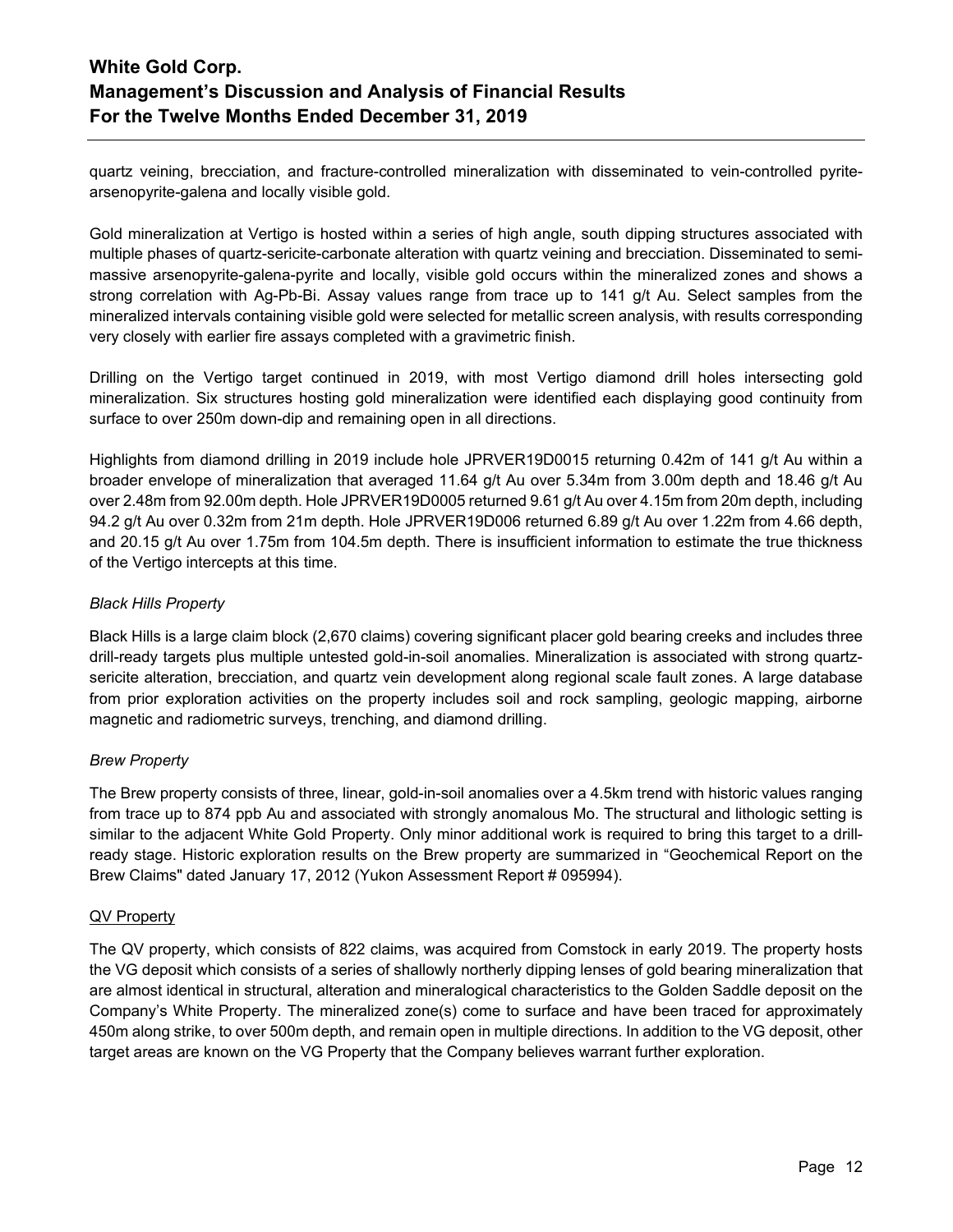quartz veining, brecciation, and fracture-controlled mineralization with disseminated to vein-controlled pyrite-arsenopyrite-galena and locally visible gold.

Gold mineralization at Vertigo is hosted within a series of high angle, south dipping structures associated with multiple phases of quartz-sericite-carbonate alteration with quartz veining and brecciation. Disseminated to semi-massive arsenopyrite-galena-pyrite and locally, visible gold occurs within the mineralized zones and shows a strong correlation with Ag-Pb-Bi. Assay values range from trace up to 141 g/t Au. Select samples from the mineralized intervals containing visible gold were selected for metallic screen analysis, with results corresponding very closely with earlier fire assays completed with a gravimetric finish.

Drilling on the Vertigo target continued in 2019, with most Vertigo diamond drill holes intersecting gold mineralization. Six structures hosting gold mineralization were identified each displaying good continuity from surface to over 250m down-dip and remaining open in all directions.

Highlights from diamond drilling in 2019 include hole JPRVER19D0015 returning 0.42m of 141 g/t Au within a broader envelope of mineralization that averaged 11.64 g/t Au over 5.34m from 3.00m depth and 18.46 g/t Au over 2.48m from 92.00m depth. Hole JPRVER19D0005 returned 9.61 g/t Au over 4.15m from 20m depth, including 94.2 g/t Au over 0.32m from 21m depth. Hole JPRVER19D006 returned 6.89 g/t Au over 1.22m from 4.66 depth, and 20.15 g/t Au over 1.75m from 104.5m depth. There is insufficient information to estimate the true thickness of the Vertigo intercepts at this time.

*Black Hills Property*

Black Hills is a large claim block (2,670 claims) covering significant placer gold bearing creeks and includes three drill-ready targets plus multiple untested gold-in-soil anomalies. Mineralization is associated with strong quartz-sericite alteration, brecciation, and quartz vein development along regional scale fault zones. A large database from prior exploration activities on the property includes soil and rock sampling, geologic mapping, airborne magnetic and radiometric surveys, trenching, and diamond drilling.

*Brew Property*

The Brew property consists of three, linear, gold-in-soil anomalies over a 4.5km trend with historic values ranging from trace up to 874 ppb Au and associated with strongly anomalous Mo. The structural and lithologic setting is similar to the adjacent White Gold Property. Only minor additional work is required to bring this target to a drill-ready stage. Historic exploration results on the Brew property are summarized in "Geochemical Report on the Brew Claims" dated January 17, 2012 (Yukon Assessment Report # 095994).

<u>QV Property</u>

The QV property, which consists of 822 claims, was acquired from Comstock in early 2019. The property hosts the VG deposit which consists of a series of shallowly northerly dipping lenses of gold bearing mineralization that are almost identical in structural, alteration and mineralogical characteristics to the Golden Saddle deposit on the Company's White Property. The mineralized zone(s) come to surface and have been traced for approximately 450m along strike, to over 500m depth, and remain open in multiple directions. In addition to the VG deposit, other target areas are known on the VG Property that the Company believes warrant further exploration.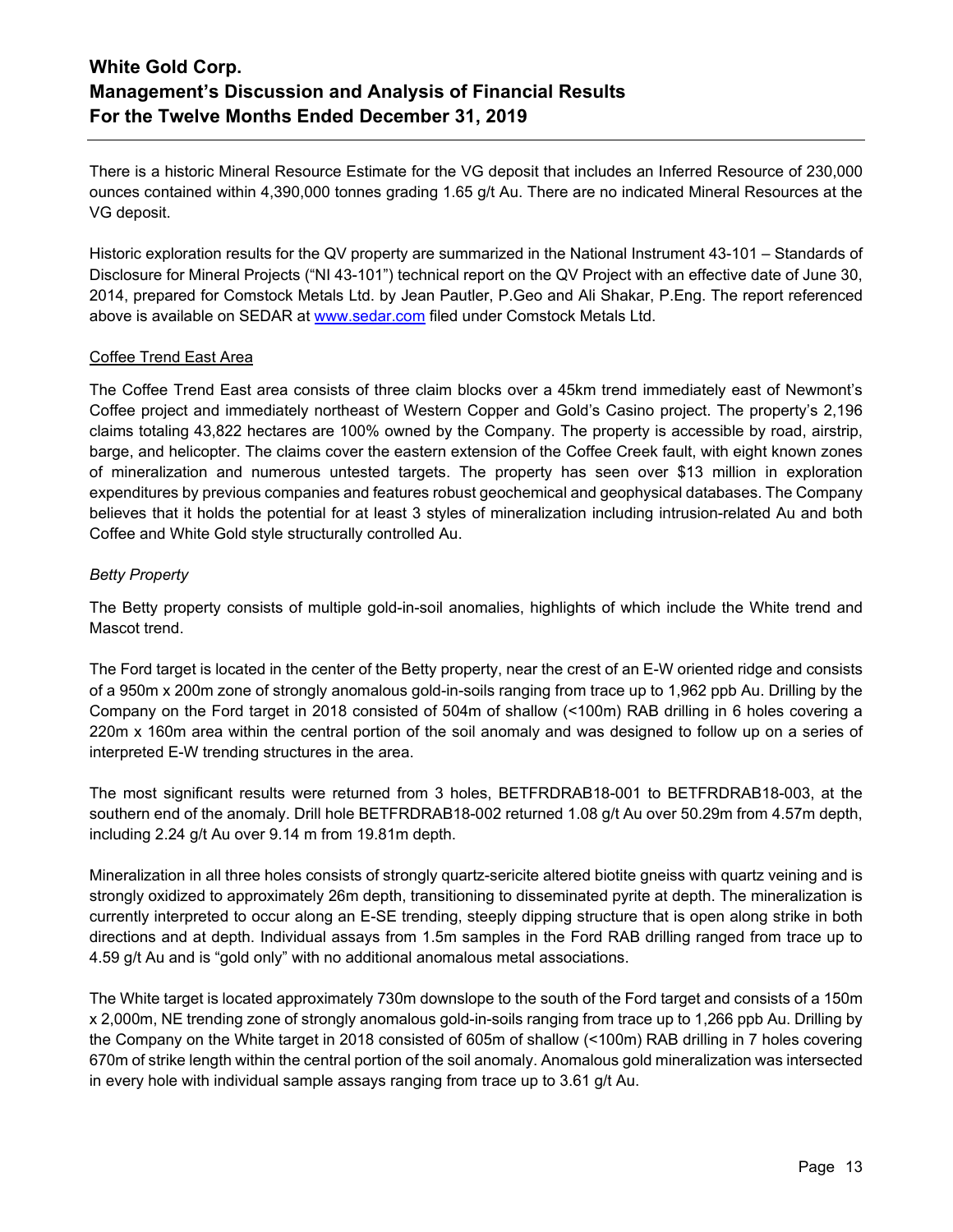There is a historic Mineral Resource Estimate for the VG deposit that includes an Inferred Resource of 230,000 ounces contained within 4,390,000 tonnes grading 1.65 g/t Au. There are no indicated Mineral Resources at the VG deposit.

Historic exploration results for the QV property are summarized in the National Instrument 43-101 – Standards of Disclosure for Mineral Projects ("NI 43-101") technical report on the QV Project with an effective date of June 30, 2014, prepared for Comstock Metals Ltd. by Jean Pautler, P.Geo and Ali Shakar, P.Eng. The report referenced above is available on SEDAR at www.sedar.com filed under Comstock Metals Ltd.

<u>Coffee Trend East Area</u>

The Coffee Trend East area consists of three claim blocks over a 45km trend immediately east of Newmont's Coffee project and immediately northeast of Western Copper and Gold's Casino project. The property's 2,196 claims totaling 43,822 hectares are 100% owned by the Company. The property is accessible by road, airstrip, barge, and helicopter. The claims cover the eastern extension of the Coffee Creek fault, with eight known zones of mineralization and numerous untested targets. The property has seen over $13 million in exploration expenditures by previous companies and features robust geochemical and geophysical databases. The Company believes that it holds the potential for at least 3 styles of mineralization including intrusion-related Au and both Coffee and White Gold style structurally controlled Au.

*Betty Property*

The Betty property consists of multiple gold-in-soil anomalies, highlights of which include the White trend and Mascot trend.

The Ford target is located in the center of the Betty property, near the crest of an E-W oriented ridge and consists of a 950m x 200m zone of strongly anomalous gold-in-soils ranging from trace up to 1,962 ppb Au. Drilling by the Company on the Ford target in 2018 consisted of 504m of shallow (<100m) RAB drilling in 6 holes covering a 220m x 160m area within the central portion of the soil anomaly and was designed to follow up on a series of interpreted E-W trending structures in the area.

The most significant results were returned from 3 holes, BETFRDRAB18-001 to BETFRDRAB18-003, at the southern end of the anomaly. Drill hole BETFRDRAB18-002 returned 1.08 g/t Au over 50.29m from 4.57m depth, including 2.24 g/t Au over 9.14 m from 19.81m depth.

Mineralization in all three holes consists of strongly quartz-sericite altered biotite gneiss with quartz veining and is strongly oxidized to approximately 26m depth, transitioning to disseminated pyrite at depth. The mineralization is currently interpreted to occur along an E-SE trending, steeply dipping structure that is open along strike in both directions and at depth. Individual assays from 1.5m samples in the Ford RAB drilling ranged from trace up to 4.59 g/t Au and is "gold only" with no additional anomalous metal associations.

The White target is located approximately 730m downslope to the south of the Ford target and consists of a 150m x 2,000m, NE trending zone of strongly anomalous gold-in-soils ranging from trace up to 1,266 ppb Au. Drilling by the Company on the White target in 2018 consisted of 605m of shallow (<100m) RAB drilling in 7 holes covering 670m of strike length within the central portion of the soil anomaly. Anomalous gold mineralization was intersected in every hole with individual sample assays ranging from trace up to 3.61 g/t Au.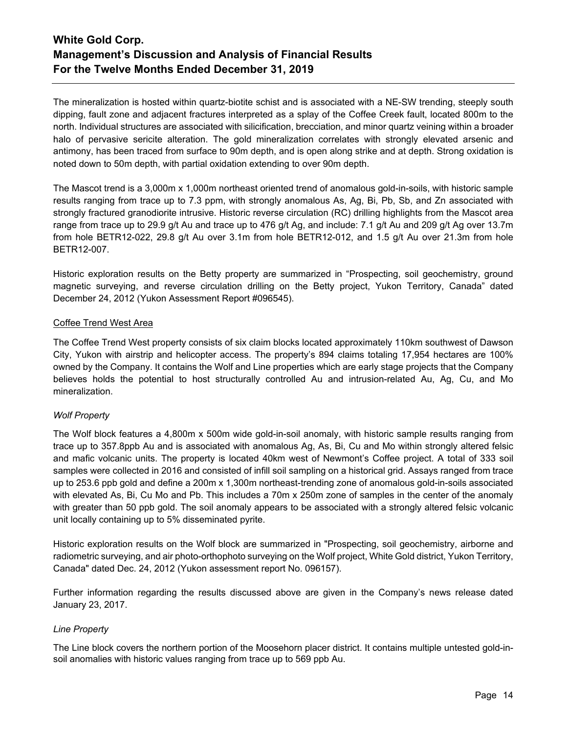The mineralization is hosted within quartz-biotite schist and is associated with a NE-SW trending, steeply south dipping, fault zone and adjacent fractures interpreted as a splay of the Coffee Creek fault, located 800m to the north. Individual structures are associated with silicification, brecciation, and minor quartz veining within a broader halo of pervasive sericite alteration. The gold mineralization correlates with strongly elevated arsenic and antimony, has been traced from surface to 90m depth, and is open along strike and at depth. Strong oxidation is noted down to 50m depth, with partial oxidation extending to over 90m depth.

The Mascot trend is a 3,000m x 1,000m northeast oriented trend of anomalous gold-in-soils, with historic sample results ranging from trace up to 7.3 ppm, with strongly anomalous As, Ag, Bi, Pb, Sb, and Zn associated with strongly fractured granodiorite intrusive. Historic reverse circulation (RC) drilling highlights from the Mascot area range from trace up to 29.9 g/t Au and trace up to 476 g/t Ag, and include: 7.1 g/t Au and 209 g/t Ag over 13.7m from hole BETR12-022, 29.8 g/t Au over 3.1m from hole BETR12-012, and 1.5 g/t Au over 21.3m from hole BETR12-007.

Historic exploration results on the Betty property are summarized in "Prospecting, soil geochemistry, ground magnetic surveying, and reverse circulation drilling on the Betty project, Yukon Territory, Canada" dated December 24, 2012 (Yukon Assessment Report #096545).

## Coffee Trend West Area

The Coffee Trend West property consists of six claim blocks located approximately 110km southwest of Dawson City, Yukon with airstrip and helicopter access. The property's 894 claims totaling 17,954 hectares are 100% owned by the Company. It contains the Wolf and Line properties which are early stage projects that the Company believes holds the potential to host structurally controlled Au and intrusion-related Au, Ag, Cu, and Mo mineralization.

### *Wolf Property*

The Wolf block features a 4,800m x 500m wide gold-in-soil anomaly, with historic sample results ranging from trace up to 357.8ppb Au and is associated with anomalous Ag, As, Bi, Cu and Mo within strongly altered felsic and mafic volcanic units. The property is located 40km west of Newmont's Coffee project. A total of 333 soil samples were collected in 2016 and consisted of infill soil sampling on a historical grid. Assays ranged from trace up to 253.6 ppb gold and define a 200m x 1,300m northeast-trending zone of anomalous gold-in-soils associated with elevated As, Bi, Cu Mo and Pb. This includes a 70m x 250m zone of samples in the center of the anomaly with greater than 50 ppb gold. The soil anomaly appears to be associated with a strongly altered felsic volcanic unit locally containing up to 5% disseminated pyrite.

Historic exploration results on the Wolf block are summarized in "Prospecting, soil geochemistry, airborne and radiometric surveying, and air photo-orthophoto surveying on the Wolf project, White Gold district, Yukon Territory, Canada" dated Dec. 24, 2012 (Yukon assessment report No. 096157).

Further information regarding the results discussed above are given in the Company's news release dated January 23, 2017.

### *Line Property*

The Line block covers the northern portion of the Moosehorn placer district. It contains multiple untested gold-in-soil anomalies with historic values ranging from trace up to 569 ppb Au.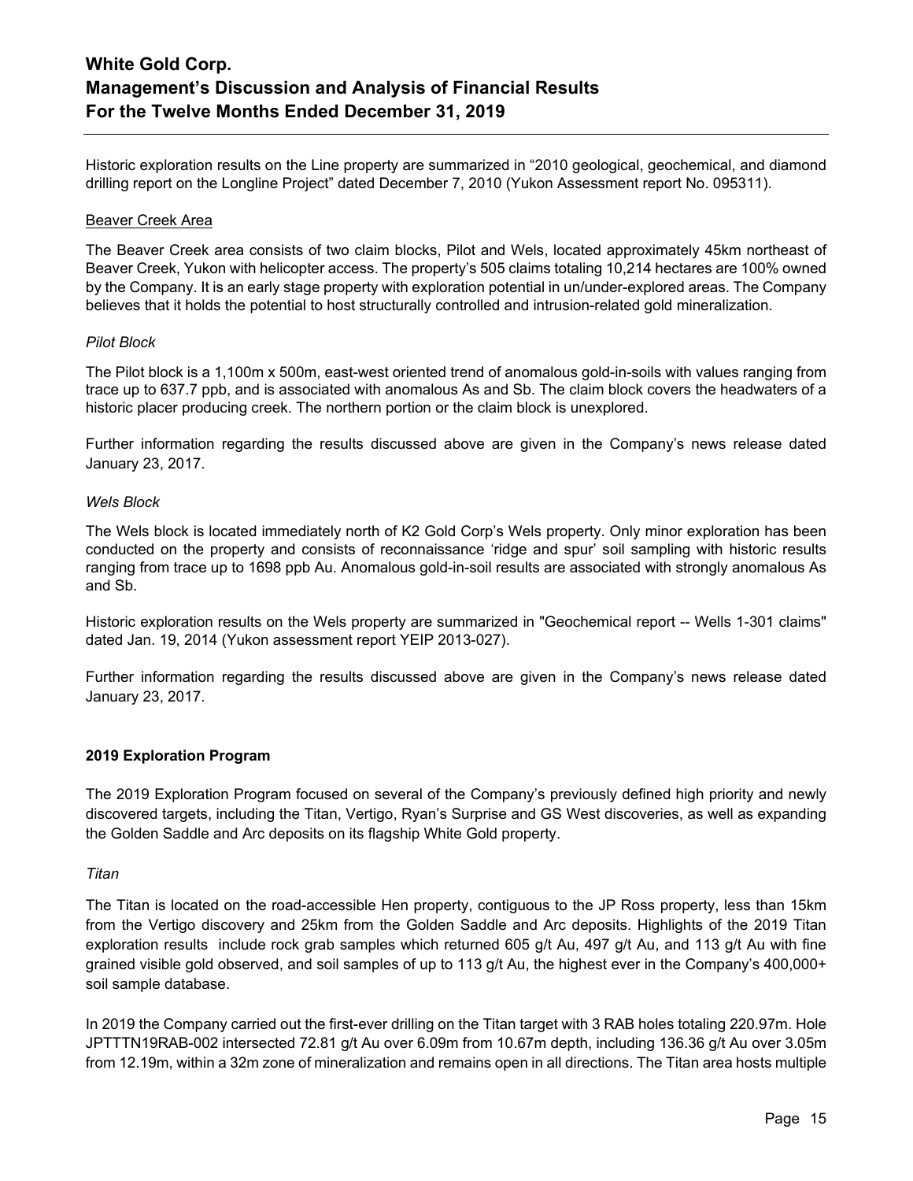Historic exploration results on the Line property are summarized in "2010 geological, geochemical, and diamond drilling report on the Longline Project" dated December 7, 2010 (Yukon Assessment report No. 095311).

Beaver Creek Area

The Beaver Creek area consists of two claim blocks, Pilot and Wels, located approximately 45km northeast of Beaver Creek, Yukon with helicopter access. The property's 505 claims totaling 10,214 hectares are 100% owned by the Company. It is an early stage property with exploration potential in un/under-explored areas. The Company believes that it holds the potential to host structurally controlled and intrusion-related gold mineralization.

*Pilot Block*

The Pilot block is a 1,100m x 500m, east-west oriented trend of anomalous gold-in-soils with values ranging from trace up to 637.7 ppb, and is associated with anomalous As and Sb. The claim block covers the headwaters of a historic placer producing creek. The northern portion or the claim block is unexplored.

Further information regarding the results discussed above are given in the Company's news release dated January 23, 2017.

*Wels Block*

The Wels block is located immediately north of K2 Gold Corp's Wels property. Only minor exploration has been conducted on the property and consists of reconnaissance 'ridge and spur' soil sampling with historic results ranging from trace up to 1698 ppb Au. Anomalous gold-in-soil results are associated with strongly anomalous As and Sb.

Historic exploration results on the Wels property are summarized in "Geochemical report -- Wells 1-301 claims" dated Jan. 19, 2014 (Yukon assessment report YEIP 2013-027).

Further information regarding the results discussed above are given in the Company's news release dated January 23, 2017.

**2019 Exploration Program**

The 2019 Exploration Program focused on several of the Company's previously defined high priority and newly discovered targets, including the Titan, Vertigo, Ryan's Surprise and GS West discoveries, as well as expanding the Golden Saddle and Arc deposits on its flagship White Gold property.

*Titan*

The Titan is located on the road-accessible Hen property, contiguous to the JP Ross property, less than 15km from the Vertigo discovery and 25km from the Golden Saddle and Arc deposits. Highlights of the 2019 Titan exploration results include rock grab samples which returned 605 g/t Au, 497 g/t Au, and 113 g/t Au with fine grained visible gold observed, and soil samples of up to 113 g/t Au, the highest ever in the Company's 400,000+ soil sample database.

In 2019 the Company carried out the first-ever drilling on the Titan target with 3 RAB holes totaling 220.97m. Hole JPTTTN19RAB-002 intersected 72.81 g/t Au over 6.09m from 10.67m depth, including 136.36 g/t Au over 3.05m from 12.19m, within a 32m zone of mineralization and remains open in all directions. The Titan area hosts multiple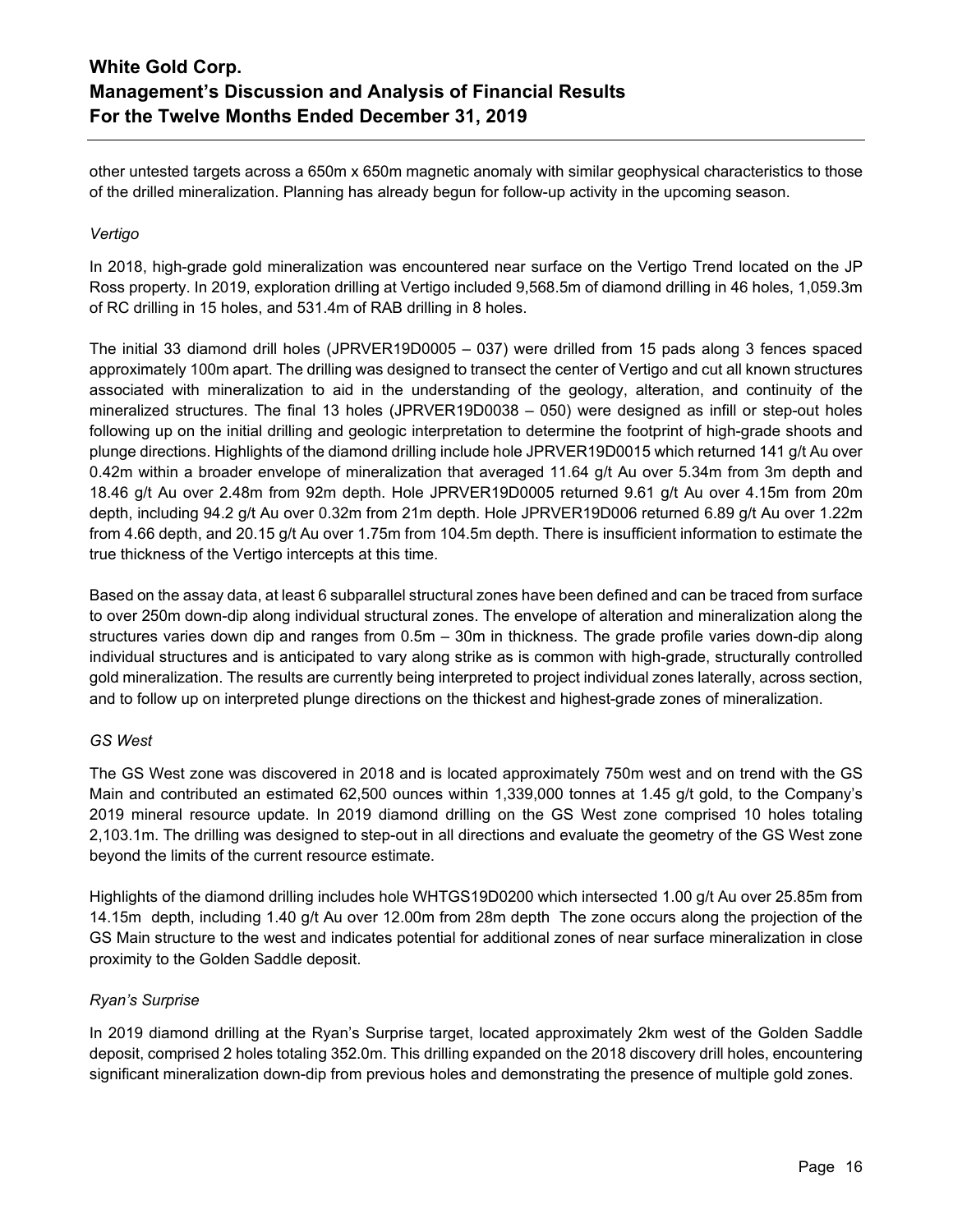other untested targets across a 650m x 650m magnetic anomaly with similar geophysical characteristics to those of the drilled mineralization. Planning has already begun for follow-up activity in the upcoming season.

*Vertigo*

In 2018, high-grade gold mineralization was encountered near surface on the Vertigo Trend located on the JP Ross property. In 2019, exploration drilling at Vertigo included 9,568.5m of diamond drilling in 46 holes, 1,059.3m of RC drilling in 15 holes, and 531.4m of RAB drilling in 8 holes.

The initial 33 diamond drill holes (JPRVER19D0005 – 037) were drilled from 15 pads along 3 fences spaced approximately 100m apart. The drilling was designed to transect the center of Vertigo and cut all known structures associated with mineralization to aid in the understanding of the geology, alteration, and continuity of the mineralized structures. The final 13 holes (JPRVER19D0038 – 050) were designed as infill or step-out holes following up on the initial drilling and geologic interpretation to determine the footprint of high-grade shoots and plunge directions. Highlights of the diamond drilling include hole JPRVER19D0015 which returned 141 g/t Au over 0.42m within a broader envelope of mineralization that averaged 11.64 g/t Au over 5.34m from 3m depth and 18.46 g/t Au over 2.48m from 92m depth. Hole JPRVER19D0005 returned 9.61 g/t Au over 4.15m from 20m depth, including 94.2 g/t Au over 0.32m from 21m depth. Hole JPRVER19D006 returned 6.89 g/t Au over 1.22m from 4.66 depth, and 20.15 g/t Au over 1.75m from 104.5m depth. There is insufficient information to estimate the true thickness of the Vertigo intercepts at this time.

Based on the assay data, at least 6 subparallel structural zones have been defined and can be traced from surface to over 250m down-dip along individual structural zones. The envelope of alteration and mineralization along the structures varies down dip and ranges from 0.5m – 30m in thickness. The grade profile varies down-dip along individual structures and is anticipated to vary along strike as is common with high-grade, structurally controlled gold mineralization. The results are currently being interpreted to project individual zones laterally, across section, and to follow up on interpreted plunge directions on the thickest and highest-grade zones of mineralization.

*GS West*

The GS West zone was discovered in 2018 and is located approximately 750m west and on trend with the GS Main and contributed an estimated 62,500 ounces within 1,339,000 tonnes at 1.45 g/t gold, to the Company's 2019 mineral resource update. In 2019 diamond drilling on the GS West zone comprised 10 holes totaling 2,103.1m. The drilling was designed to step-out in all directions and evaluate the geometry of the GS West zone beyond the limits of the current resource estimate.

Highlights of the diamond drilling includes hole WHTGS19D0200 which intersected 1.00 g/t Au over 25.85m from 14.15m depth, including 1.40 g/t Au over 12.00m from 28m depth The zone occurs along the projection of the GS Main structure to the west and indicates potential for additional zones of near surface mineralization in close proximity to the Golden Saddle deposit.

*Ryan's Surprise*

In 2019 diamond drilling at the Ryan's Surprise target, located approximately 2km west of the Golden Saddle deposit, comprised 2 holes totaling 352.0m. This drilling expanded on the 2018 discovery drill holes, encountering significant mineralization down-dip from previous holes and demonstrating the presence of multiple gold zones.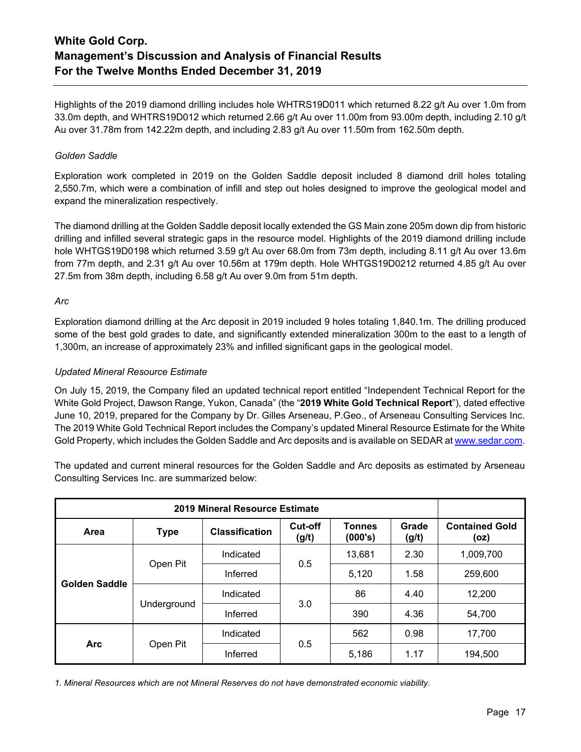Highlights of the 2019 diamond drilling includes hole WHTRS19D011 which returned 8.22 g/t Au over 1.0m from 33.0m depth, and WHTRS19D012 which returned 2.66 g/t Au over 11.00m from 93.00m depth, including 2.10 g/t Au over 31.78m from 142.22m depth, and including 2.83 g/t Au over 11.50m from 162.50m depth.

*Golden Saddle*

Exploration work completed in 2019 on the Golden Saddle deposit included 8 diamond drill holes totaling 2,550.7m, which were a combination of infill and step out holes designed to improve the geological model and expand the mineralization respectively.

The diamond drilling at the Golden Saddle deposit locally extended the GS Main zone 205m down dip from historic drilling and infilled several strategic gaps in the resource model. Highlights of the 2019 diamond drilling include hole WHTGS19D0198 which returned 3.59 g/t Au over 68.0m from 73m depth, including 8.11 g/t Au over 13.6m from 77m depth, and 2.31 g/t Au over 10.56m at 179m depth. Hole WHTGS19D0212 returned 4.85 g/t Au over 27.5m from 38m depth, including 6.58 g/t Au over 9.0m from 51m depth.

*Arc*

Exploration diamond drilling at the Arc deposit in 2019 included 9 holes totaling 1,840.1m. The drilling produced some of the best gold grades to date, and significantly extended mineralization 300m to the east to a length of 1,300m, an increase of approximately 23% and infilled significant gaps in the geological model.

*Updated Mineral Resource Estimate*

On July 15, 2019, the Company filed an updated technical report entitled "Independent Technical Report for the White Gold Project, Dawson Range, Yukon, Canada" (the "**2019 White Gold Technical Report**"), dated effective June 10, 2019, prepared for the Company by Dr. Gilles Arseneau, P.Geo., of Arseneau Consulting Services Inc. The 2019 White Gold Technical Report includes the Company's updated Mineral Resource Estimate for the White Gold Property, which includes the Golden Saddle and Arc deposits and is available on SEDAR at www.sedar.com.

The updated and current mineral resources for the Golden Saddle and Arc deposits as estimated by Arseneau Consulting Services Inc. are summarized below:

| 2019 Mineral Resource Estimate | | | | | | |
|---|---|---|---|---|---|---|
| **Area** | **Type** | **Classification** | **Cut-off (g/t)** | **Tonnes (000's)** | **Grade (g/t)** | **Contained Gold (oz)** |
| **Golden Saddle** | Open Pit | Indicated | 0.5 | 13,681 | 2.30 | 1,009,700 |
| | | Inferred | | 5,120 | 1.58 | 259,600 |
| | Underground | Indicated | 3.0 | 86 | 4.40 | 12,200 |
| | | Inferred | | 390 | 4.36 | 54,700 |
| **Arc** | Open Pit | Indicated | 0.5 | 562 | 0.98 | 17,700 |
| | | Inferred | | 5,186 | 1.17 | 194,500 |

*1. Mineral Resources which are not Mineral Reserves do not have demonstrated economic viability.*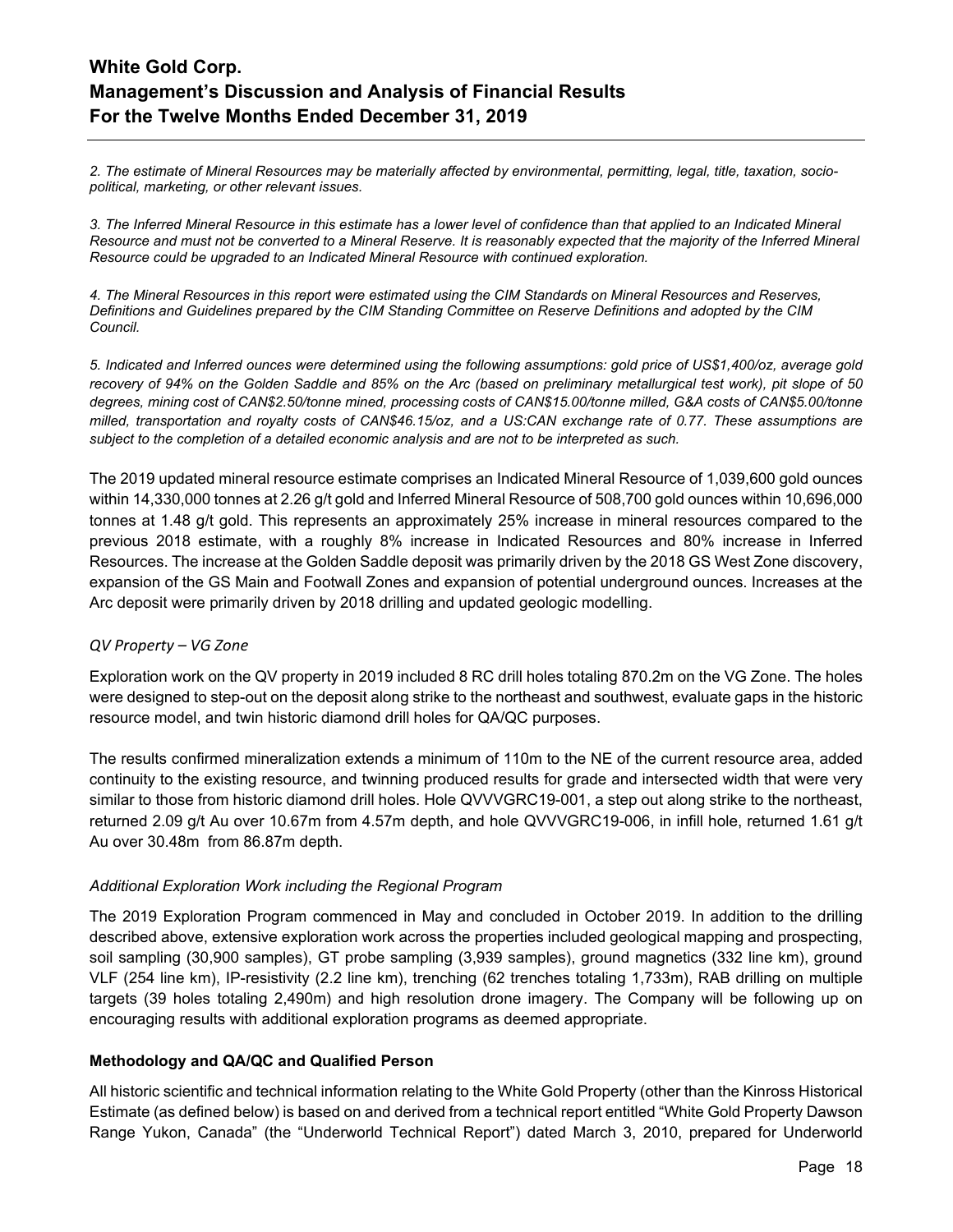*2. The estimate of Mineral Resources may be materially affected by environmental, permitting, legal, title, taxation, socio-political, marketing, or other relevant issues.*

*3. The Inferred Mineral Resource in this estimate has a lower level of confidence than that applied to an Indicated Mineral Resource and must not be converted to a Mineral Reserve. It is reasonably expected that the majority of the Inferred Mineral Resource could be upgraded to an Indicated Mineral Resource with continued exploration.*

*4. The Mineral Resources in this report were estimated using the CIM Standards on Mineral Resources and Reserves, Definitions and Guidelines prepared by the CIM Standing Committee on Reserve Definitions and adopted by the CIM Council.*

*5. Indicated and Inferred ounces were determined using the following assumptions: gold price of US$1,400/oz, average gold recovery of 94% on the Golden Saddle and 85% on the Arc (based on preliminary metallurgical test work), pit slope of 50 degrees, mining cost of CAN$2.50/tonne mined, processing costs of CAN$15.00/tonne milled, G&A costs of CAN$5.00/tonne milled, transportation and royalty costs of CAN$46.15/oz, and a US:CAN exchange rate of 0.77. These assumptions are subject to the completion of a detailed economic analysis and are not to be interpreted as such.*

The 2019 updated mineral resource estimate comprises an Indicated Mineral Resource of 1,039,600 gold ounces within 14,330,000 tonnes at 2.26 g/t gold and Inferred Mineral Resource of 508,700 gold ounces within 10,696,000 tonnes at 1.48 g/t gold. This represents an approximately 25% increase in mineral resources compared to the previous 2018 estimate, with a roughly 8% increase in Indicated Resources and 80% increase in Inferred Resources. The increase at the Golden Saddle deposit was primarily driven by the 2018 GS West Zone discovery, expansion of the GS Main and Footwall Zones and expansion of potential underground ounces. Increases at the Arc deposit were primarily driven by 2018 drilling and updated geologic modelling.

*QV Property – VG Zone*

Exploration work on the QV property in 2019 included 8 RC drill holes totaling 870.2m on the VG Zone. The holes were designed to step-out on the deposit along strike to the northeast and southwest, evaluate gaps in the historic resource model, and twin historic diamond drill holes for QA/QC purposes.

The results confirmed mineralization extends a minimum of 110m to the NE of the current resource area, added continuity to the existing resource, and twinning produced results for grade and intersected width that were very similar to those from historic diamond drill holes. Hole QVVVGRC19-001, a step out along strike to the northeast, returned 2.09 g/t Au over 10.67m from 4.57m depth, and hole QVVVGRC19-006, in infill hole, returned 1.61 g/t Au over 30.48m from 86.87m depth.

*Additional Exploration Work including the Regional Program*

The 2019 Exploration Program commenced in May and concluded in October 2019. In addition to the drilling described above, extensive exploration work across the properties included geological mapping and prospecting, soil sampling (30,900 samples), GT probe sampling (3,939 samples), ground magnetics (332 line km), ground VLF (254 line km), IP-resistivity (2.2 line km), trenching (62 trenches totaling 1,733m), RAB drilling on multiple targets (39 holes totaling 2,490m) and high resolution drone imagery. The Company will be following up on encouraging results with additional exploration programs as deemed appropriate.

**Methodology and QA/QC and Qualified Person**

All historic scientific and technical information relating to the White Gold Property (other than the Kinross Historical Estimate (as defined below) is based on and derived from a technical report entitled "White Gold Property Dawson Range Yukon, Canada" (the "Underworld Technical Report") dated March 3, 2010, prepared for Underworld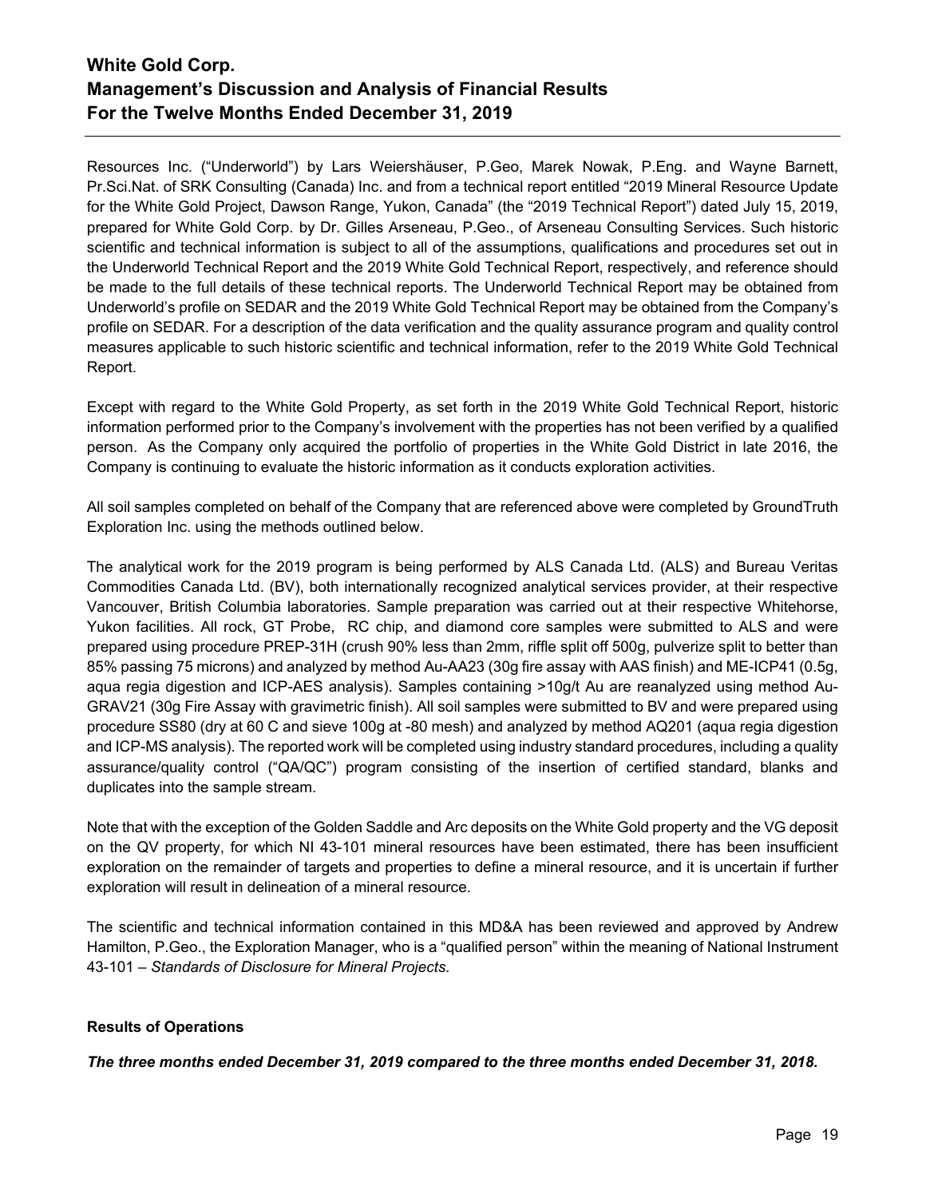Resources Inc. ("Underworld") by Lars Weiershäuser, P.Geo, Marek Nowak, P.Eng. and Wayne Barnett, Pr.Sci.Nat. of SRK Consulting (Canada) Inc. and from a technical report entitled "2019 Mineral Resource Update for the White Gold Project, Dawson Range, Yukon, Canada" (the "2019 Technical Report") dated July 15, 2019, prepared for White Gold Corp. by Dr. Gilles Arseneau, P.Geo., of Arseneau Consulting Services. Such historic scientific and technical information is subject to all of the assumptions, qualifications and procedures set out in the Underworld Technical Report and the 2019 White Gold Technical Report, respectively, and reference should be made to the full details of these technical reports. The Underworld Technical Report may be obtained from Underworld's profile on SEDAR and the 2019 White Gold Technical Report may be obtained from the Company's profile on SEDAR. For a description of the data verification and the quality assurance program and quality control measures applicable to such historic scientific and technical information, refer to the 2019 White Gold Technical Report.

Except with regard to the White Gold Property, as set forth in the 2019 White Gold Technical Report, historic information performed prior to the Company's involvement with the properties has not been verified by a qualified person. As the Company only acquired the portfolio of properties in the White Gold District in late 2016, the Company is continuing to evaluate the historic information as it conducts exploration activities.

All soil samples completed on behalf of the Company that are referenced above were completed by GroundTruth Exploration Inc. using the methods outlined below.

The analytical work for the 2019 program is being performed by ALS Canada Ltd. (ALS) and Bureau Veritas Commodities Canada Ltd. (BV), both internationally recognized analytical services provider, at their respective Vancouver, British Columbia laboratories. Sample preparation was carried out at their respective Whitehorse, Yukon facilities. All rock, GT Probe, RC chip, and diamond core samples were submitted to ALS and were prepared using procedure PREP-31H (crush 90% less than 2mm, riffle split off 500g, pulverize split to better than 85% passing 75 microns) and analyzed by method Au-AA23 (30g fire assay with AAS finish) and ME-ICP41 (0.5g, aqua regia digestion and ICP-AES analysis). Samples containing >10g/t Au are reanalyzed using method Au-GRAV21 (30g Fire Assay with gravimetric finish). All soil samples were submitted to BV and were prepared using procedure SS80 (dry at 60 C and sieve 100g at -80 mesh) and analyzed by method AQ201 (aqua regia digestion and ICP-MS analysis). The reported work will be completed using industry standard procedures, including a quality assurance/quality control ("QA/QC") program consisting of the insertion of certified standard, blanks and duplicates into the sample stream.

Note that with the exception of the Golden Saddle and Arc deposits on the White Gold property and the VG deposit on the QV property, for which NI 43-101 mineral resources have been estimated, there has been insufficient exploration on the remainder of targets and properties to define a mineral resource, and it is uncertain if further exploration will result in delineation of a mineral resource.

The scientific and technical information contained in this MD&A has been reviewed and approved by Andrew Hamilton, P.Geo., the Exploration Manager, who is a "qualified person" within the meaning of National Instrument 43-101 – *Standards of Disclosure for Mineral Projects*.

**Results of Operations**

***The three months ended December 31, 2019 compared to the three months ended December 31, 2018.***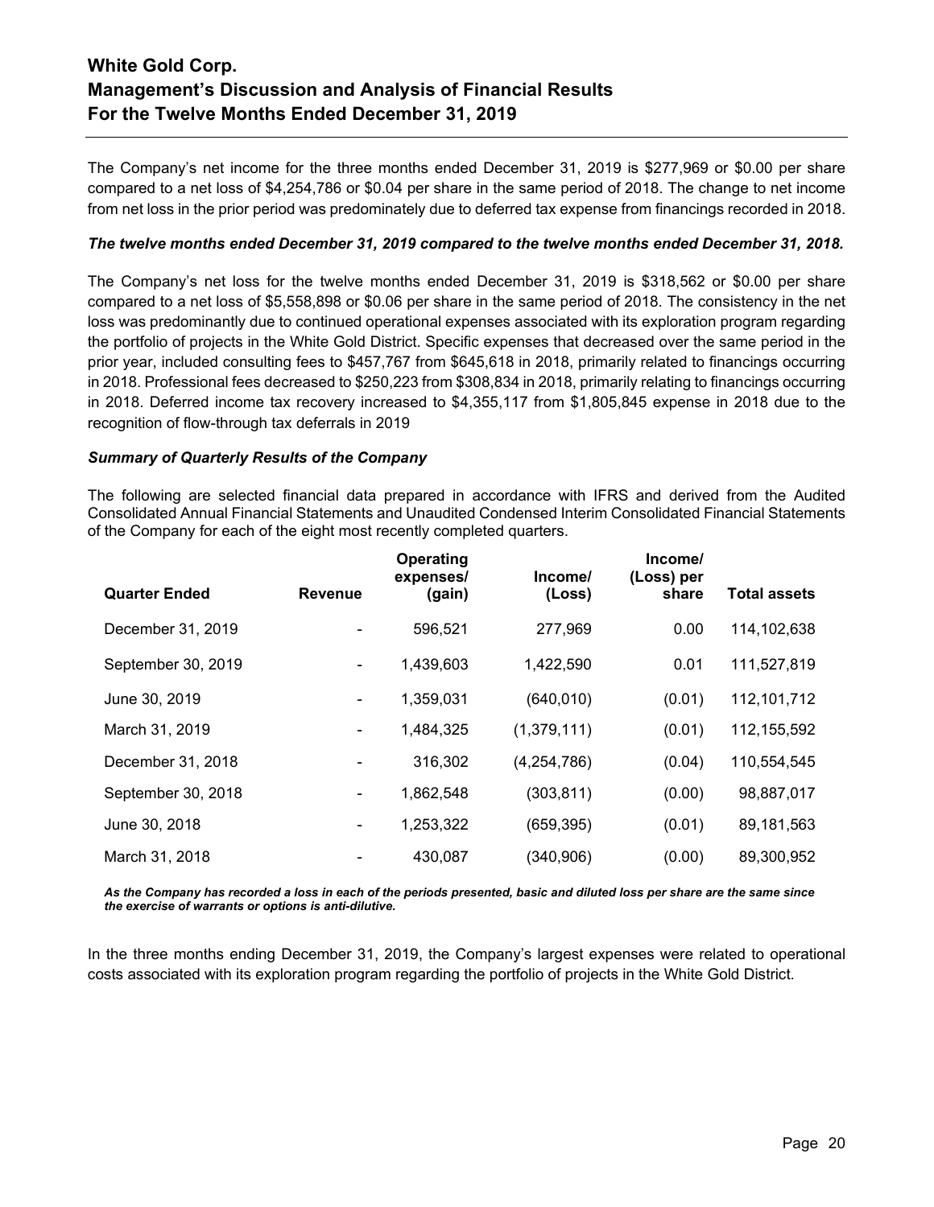The Company's net income for the three months ended December 31, 2019 is $277,969 or $0.00 per share compared to a net loss of $4,254,786 or $0.04 per share in the same period of 2018. The change to net income from net loss in the prior period was predominately due to deferred tax expense from financings recorded in 2018.

***The twelve months ended December 31, 2019 compared to the twelve months ended December 31, 2018.***

The Company's net loss for the twelve months ended December 31, 2019 is $318,562 or $0.00 per share compared to a net loss of $5,558,898 or $0.06 per share in the same period of 2018. The consistency in the net loss was predominantly due to continued operational expenses associated with its exploration program regarding the portfolio of projects in the White Gold District. Specific expenses that decreased over the same period in the prior year, included consulting fees to $457,767 from $645,618 in 2018, primarily related to financings occurring in 2018. Professional fees decreased to $250,223 from $308,834 in 2018, primarily relating to financings occurring in 2018. Deferred income tax recovery increased to $4,355,117 from $1,805,845 expense in 2018 due to the recognition of flow-through tax deferrals in 2019

***Summary of Quarterly Results of the Company***

The following are selected financial data prepared in accordance with IFRS and derived from the Audited Consolidated Annual Financial Statements and Unaudited Condensed Interim Consolidated Financial Statements of the Company for each of the eight most recently completed quarters.

| Quarter Ended | Revenue | Operating expenses/ (gain) | Income/ (Loss) | Income/ (Loss) per share | Total assets |
|---|---|---|---|---|---|
| December 31, 2019 | - | 596,521 | 277,969 | 0.00 | 114,102,638 |
| September 30, 2019 | - | 1,439,603 | 1,422,590 | 0.01 | 111,527,819 |
| June 30, 2019 | - | 1,359,031 | (640,010) | (0.01) | 112,101,712 |
| March 31, 2019 | - | 1,484,325 | (1,379,111) | (0.01) | 112,155,592 |
| December 31, 2018 | - | 316,302 | (4,254,786) | (0.04) | 110,554,545 |
| September 30, 2018 | - | 1,862,548 | (303,811) | (0.00) | 98,887,017 |
| June 30, 2018 | - | 1,253,322 | (659,395) | (0.01) | 89,181,563 |
| March 31, 2018 | - | 430,087 | (340,906) | (0.00) | 89,300,952 |

***As the Company has recorded a loss in each of the periods presented, basic and diluted loss per share are the same since the exercise of warrants or options is anti-dilutive.***

In the three months ending December 31, 2019, the Company's largest expenses were related to operational costs associated with its exploration program regarding the portfolio of projects in the White Gold District.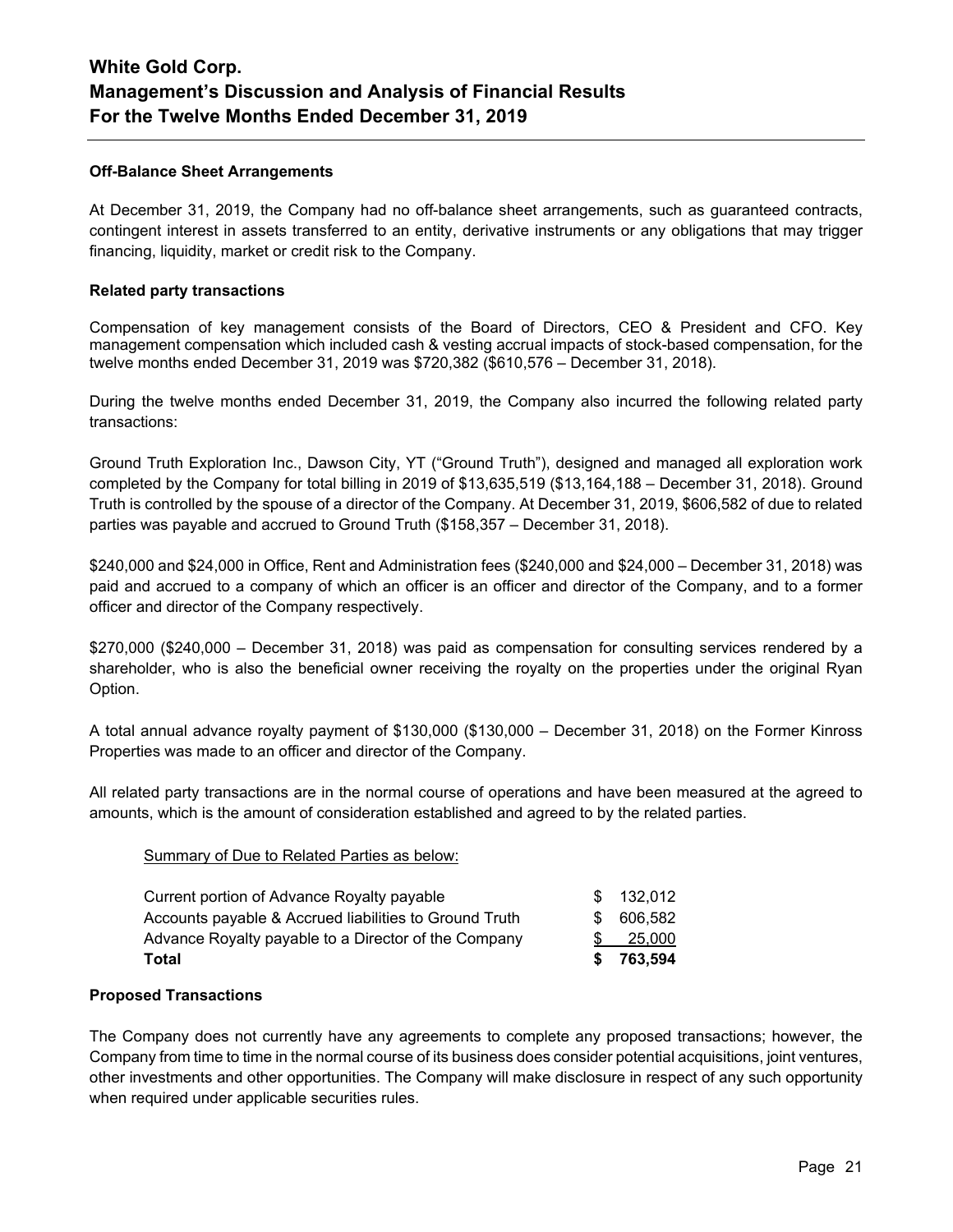#### Off-Balance Sheet Arrangements

At December 31, 2019, the Company had no off-balance sheet arrangements, such as guaranteed contracts, contingent interest in assets transferred to an entity, derivative instruments or any obligations that may trigger financing, liquidity, market or credit risk to the Company.

#### Related party transactions

Compensation of key management consists of the Board of Directors, CEO & President and CFO. Key management compensation which included cash & vesting accrual impacts of stock-based compensation, for the twelve months ended December 31, 2019 was $720,382 ($610,576 – December 31, 2018).

During the twelve months ended December 31, 2019, the Company also incurred the following related party transactions:

Ground Truth Exploration Inc., Dawson City, YT ("Ground Truth"), designed and managed all exploration work completed by the Company for total billing in 2019 of $13,635,519 ($13,164,188 – December 31, 2018). Ground Truth is controlled by the spouse of a director of the Company. At December 31, 2019, $606,582 of due to related parties was payable and accrued to Ground Truth ($158,357 – December 31, 2018).

$240,000 and $24,000 in Office, Rent and Administration fees ($240,000 and $24,000 – December 31, 2018) was paid and accrued to a company of which an officer is an officer and director of the Company, and to a former officer and director of the Company respectively.

$270,000 ($240,000 – December 31, 2018) was paid as compensation for consulting services rendered by a shareholder, who is also the beneficial owner receiving the royalty on the properties under the original Ryan Option.

A total annual advance royalty payment of $130,000 ($130,000 – December 31, 2018) on the Former Kinross Properties was made to an officer and director of the Company.

All related party transactions are in the normal course of operations and have been measured at the agreed to amounts, which is the amount of consideration established and agreed to by the related parties.

Summary of Due to Related Parties as below:

| | |
|---|---|
| Current portion of Advance Royalty payable | $ 132,012 |
| Accounts payable & Accrued liabilities to Ground Truth | $ 606,582 |
| Advance Royalty payable to a Director of the Company | $ 25,000 |
| **Total** | **$ 763,594** |

#### Proposed Transactions

The Company does not currently have any agreements to complete any proposed transactions; however, the Company from time to time in the normal course of its business does consider potential acquisitions, joint ventures, other investments and other opportunities. The Company will make disclosure in respect of any such opportunity when required under applicable securities rules.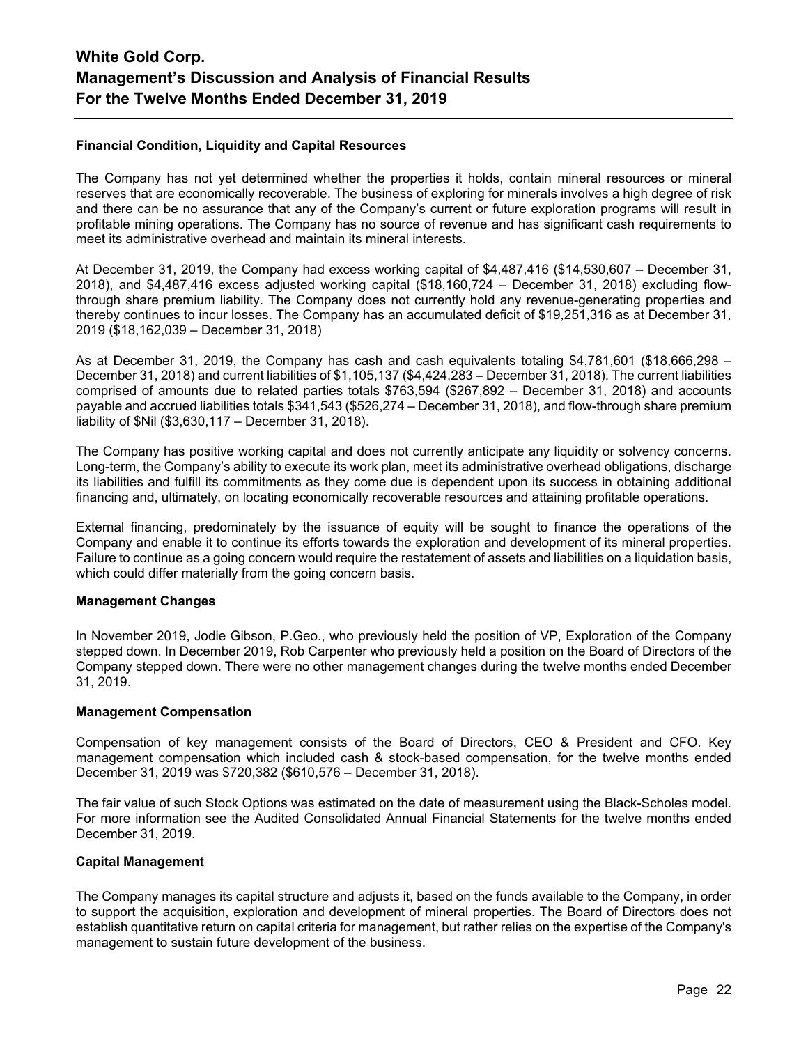### Financial Condition, Liquidity and Capital Resources

The Company has not yet determined whether the properties it holds, contain mineral resources or mineral reserves that are economically recoverable. The business of exploring for minerals involves a high degree of risk and there can be no assurance that any of the Company's current or future exploration programs will result in profitable mining operations. The Company has no source of revenue and has significant cash requirements to meet its administrative overhead and maintain its mineral interests.

At December 31, 2019, the Company had excess working capital of $4,487,416 ($14,530,607 – December 31, 2018), and $4,487,416 excess adjusted working capital ($18,160,724 – December 31, 2018) excluding flow-through share premium liability. The Company does not currently hold any revenue-generating properties and thereby continues to incur losses. The Company has an accumulated deficit of $19,251,316 as at December 31, 2019 ($18,162,039 – December 31, 2018)

As at December 31, 2019, the Company has cash and cash equivalents totaling $4,781,601 ($18,666,298 – December 31, 2018) and current liabilities of $1,105,137 ($4,424,283 – December 31, 2018). The current liabilities comprised of amounts due to related parties totals $763,594 ($267,892 – December 31, 2018) and accounts payable and accrued liabilities totals $341,543 ($526,274 – December 31, 2018), and flow-through share premium liability of $Nil ($3,630,117 – December 31, 2018).

The Company has positive working capital and does not currently anticipate any liquidity or solvency concerns. Long-term, the Company's ability to execute its work plan, meet its administrative overhead obligations, discharge its liabilities and fulfill its commitments as they come due is dependent upon its success in obtaining additional financing and, ultimately, on locating economically recoverable resources and attaining profitable operations.

External financing, predominately by the issuance of equity will be sought to finance the operations of the Company and enable it to continue its efforts towards the exploration and development of its mineral properties. Failure to continue as a going concern would require the restatement of assets and liabilities on a liquidation basis, which could differ materially from the going concern basis.

### Management Changes

In November 2019, Jodie Gibson, P.Geo., who previously held the position of VP, Exploration of the Company stepped down. In December 2019, Rob Carpenter who previously held a position on the Board of Directors of the Company stepped down. There were no other management changes during the twelve months ended December 31, 2019.

### Management Compensation

Compensation of key management consists of the Board of Directors, CEO & President and CFO. Key management compensation which included cash & stock-based compensation, for the twelve months ended December 31, 2019 was $720,382 ($610,576 – December 31, 2018).

The fair value of such Stock Options was estimated on the date of measurement using the Black-Scholes model. For more information see the Audited Consolidated Annual Financial Statements for the twelve months ended December 31, 2019.

### Capital Management

The Company manages its capital structure and adjusts it, based on the funds available to the Company, in order to support the acquisition, exploration and development of mineral properties. The Board of Directors does not establish quantitative return on capital criteria for management, but rather relies on the expertise of the Company's management to sustain future development of the business.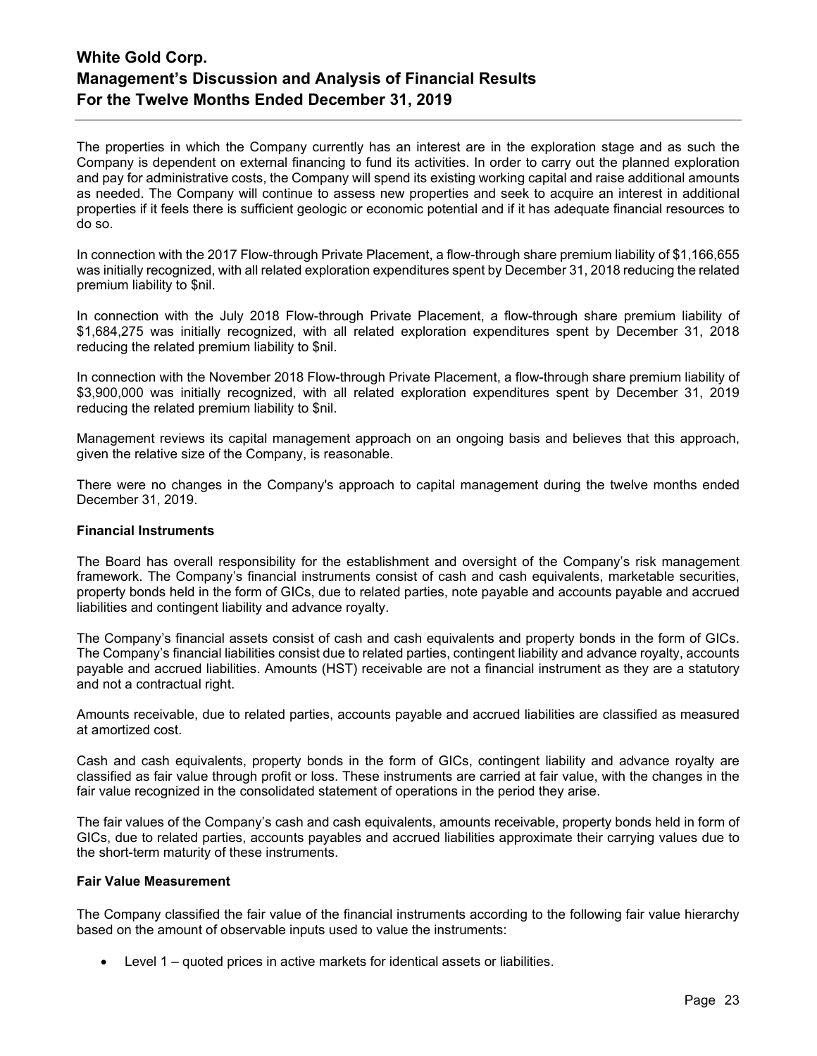The properties in which the Company currently has an interest are in the exploration stage and as such the Company is dependent on external financing to fund its activities. In order to carry out the planned exploration and pay for administrative costs, the Company will spend its existing working capital and raise additional amounts as needed. The Company will continue to assess new properties and seek to acquire an interest in additional properties if it feels there is sufficient geologic or economic potential and if it has adequate financial resources to do so.

In connection with the 2017 Flow-through Private Placement, a flow-through share premium liability of $1,166,655 was initially recognized, with all related exploration expenditures spent by December 31, 2018 reducing the related premium liability to $nil.

In connection with the July 2018 Flow-through Private Placement, a flow-through share premium liability of $1,684,275 was initially recognized, with all related exploration expenditures spent by December 31, 2018 reducing the related premium liability to $nil.

In connection with the November 2018 Flow-through Private Placement, a flow-through share premium liability of $3,900,000 was initially recognized, with all related exploration expenditures spent by December 31, 2019 reducing the related premium liability to $nil.

Management reviews its capital management approach on an ongoing basis and believes that this approach, given the relative size of the Company, is reasonable.

There were no changes in the Company's approach to capital management during the twelve months ended December 31, 2019.

**Financial Instruments**

The Board has overall responsibility for the establishment and oversight of the Company's risk management framework. The Company's financial instruments consist of cash and cash equivalents, marketable securities, property bonds held in the form of GICs, due to related parties, note payable and accounts payable and accrued liabilities and contingent liability and advance royalty.

The Company's financial assets consist of cash and cash equivalents and property bonds in the form of GICs. The Company's financial liabilities consist due to related parties, contingent liability and advance royalty, accounts payable and accrued liabilities. Amounts (HST) receivable are not a financial instrument as they are a statutory and not a contractual right.

Amounts receivable, due to related parties, accounts payable and accrued liabilities are classified as measured at amortized cost.

Cash and cash equivalents, property bonds in the form of GICs, contingent liability and advance royalty are classified as fair value through profit or loss. These instruments are carried at fair value, with the changes in the fair value recognized in the consolidated statement of operations in the period they arise.

The fair values of the Company's cash and cash equivalents, amounts receivable, property bonds held in form of GICs, due to related parties, accounts payables and accrued liabilities approximate their carrying values due to the short-term maturity of these instruments.

**Fair Value Measurement**

The Company classified the fair value of the financial instruments according to the following fair value hierarchy based on the amount of observable inputs used to value the instruments:

- Level 1 – quoted prices in active markets for identical assets or liabilities.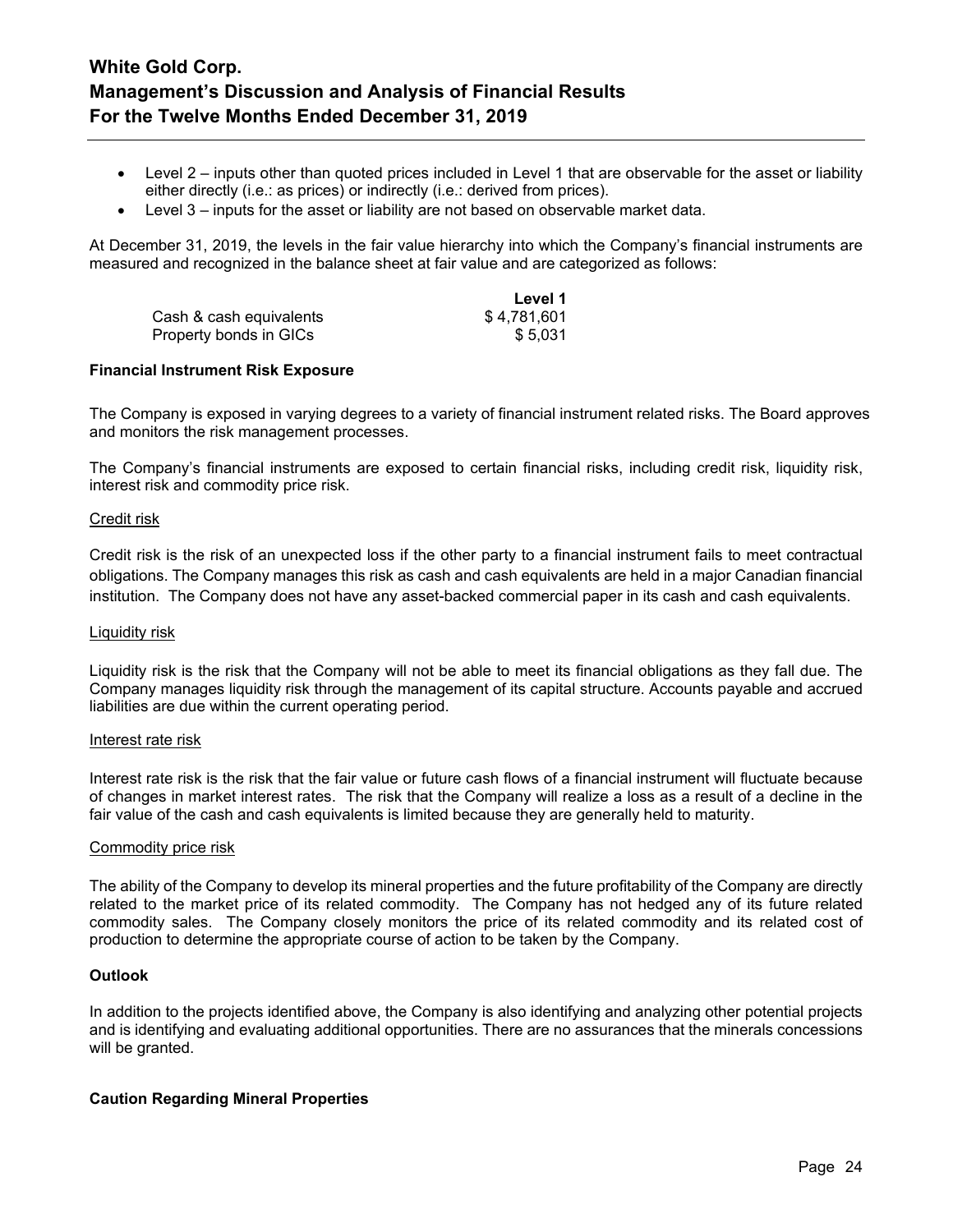- Level 2 – inputs other than quoted prices included in Level 1 that are observable for the asset or liability either directly (i.e.: as prices) or indirectly (i.e.: derived from prices).
- Level 3 – inputs for the asset or liability are not based on observable market data.

At December 31, 2019, the levels in the fair value hierarchy into which the Company's financial instruments are measured and recognized in the balance sheet at fair value and are categorized as follows:

| | Level 1 |
|---|---|
| Cash & cash equivalents | $ 4,781,601 |
| Property bonds in GICs | $ 5,031 |

**Financial Instrument Risk Exposure**

The Company is exposed in varying degrees to a variety of financial instrument related risks. The Board approves and monitors the risk management processes.

The Company's financial instruments are exposed to certain financial risks, including credit risk, liquidity risk, interest risk and commodity price risk.

Credit risk

Credit risk is the risk of an unexpected loss if the other party to a financial instrument fails to meet contractual obligations. The Company manages this risk as cash and cash equivalents are held in a major Canadian financial institution. The Company does not have any asset-backed commercial paper in its cash and cash equivalents.

Liquidity risk

Liquidity risk is the risk that the Company will not be able to meet its financial obligations as they fall due. The Company manages liquidity risk through the management of its capital structure. Accounts payable and accrued liabilities are due within the current operating period.

Interest rate risk

Interest rate risk is the risk that the fair value or future cash flows of a financial instrument will fluctuate because of changes in market interest rates. The risk that the Company will realize a loss as a result of a decline in the fair value of the cash and cash equivalents is limited because they are generally held to maturity.

Commodity price risk

The ability of the Company to develop its mineral properties and the future profitability of the Company are directly related to the market price of its related commodity. The Company has not hedged any of its future related commodity sales. The Company closely monitors the price of its related commodity and its related cost of production to determine the appropriate course of action to be taken by the Company.

**Outlook**

In addition to the projects identified above, the Company is also identifying and analyzing other potential projects and is identifying and evaluating additional opportunities. There are no assurances that the minerals concessions will be granted.

**Caution Regarding Mineral Properties**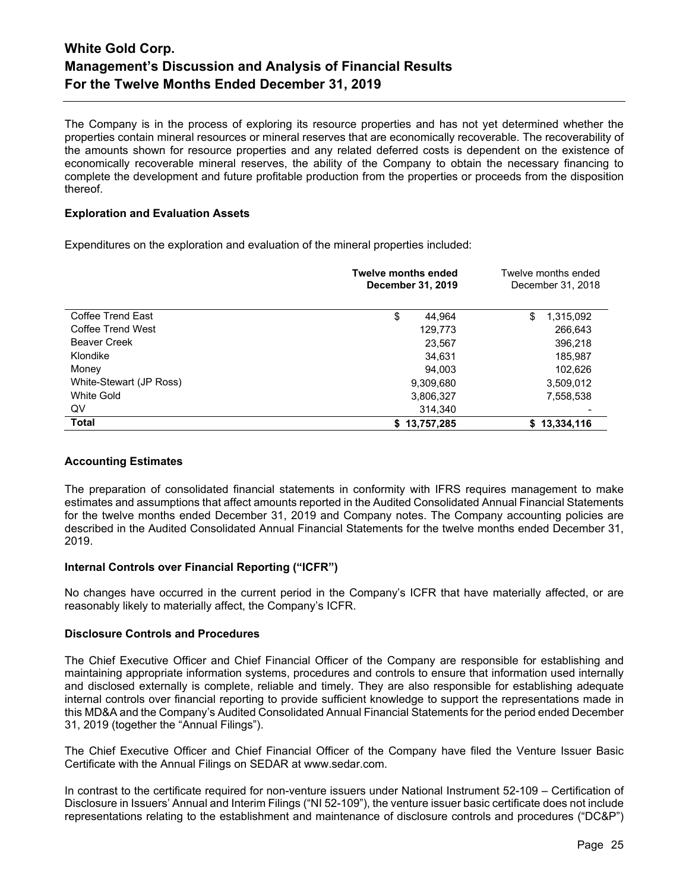The Company is in the process of exploring its resource properties and has not yet determined whether the properties contain mineral resources or mineral reserves that are economically recoverable. The recoverability of the amounts shown for resource properties and any related deferred costs is dependent on the existence of economically recoverable mineral reserves, the ability of the Company to obtain the necessary financing to complete the development and future profitable production from the properties or proceeds from the disposition thereof.

**Exploration and Evaluation Assets**

Expenditures on the exploration and evaluation of the mineral properties included:

| | **Twelve months ended December 31, 2019** | Twelve months ended December 31, 2018 |
|---|---|---|
| Coffee Trend East | $ 44,964 | $ 1,315,092 |
| Coffee Trend West | 129,773 | 266,643 |
| Beaver Creek | 23,567 | 396,218 |
| Klondike | 34,631 | 185,987 |
| Money | 94,003 | 102,626 |
| White-Stewart (JP Ross) | 9,309,680 | 3,509,012 |
| White Gold | 3,806,327 | 7,558,538 |
| QV | 314,340 | - |
| **Total** | **$ 13,757,285** | **$ 13,334,116** |

**Accounting Estimates**

The preparation of consolidated financial statements in conformity with IFRS requires management to make estimates and assumptions that affect amounts reported in the Audited Consolidated Annual Financial Statements for the twelve months ended December 31, 2019 and Company notes. The Company accounting policies are described in the Audited Consolidated Annual Financial Statements for the twelve months ended December 31, 2019.

**Internal Controls over Financial Reporting ("ICFR")**

No changes have occurred in the current period in the Company's ICFR that have materially affected, or are reasonably likely to materially affect, the Company's ICFR.

**Disclosure Controls and Procedures**

The Chief Executive Officer and Chief Financial Officer of the Company are responsible for establishing and maintaining appropriate information systems, procedures and controls to ensure that information used internally and disclosed externally is complete, reliable and timely. They are also responsible for establishing adequate internal controls over financial reporting to provide sufficient knowledge to support the representations made in this MD&A and the Company's Audited Consolidated Annual Financial Statements for the period ended December 31, 2019 (together the "Annual Filings").

The Chief Executive Officer and Chief Financial Officer of the Company have filed the Venture Issuer Basic Certificate with the Annual Filings on SEDAR at www.sedar.com.

In contrast to the certificate required for non-venture issuers under National Instrument 52-109 – Certification of Disclosure in Issuers' Annual and Interim Filings ("NI 52-109"), the venture issuer basic certificate does not include representations relating to the establishment and maintenance of disclosure controls and procedures ("DC&P")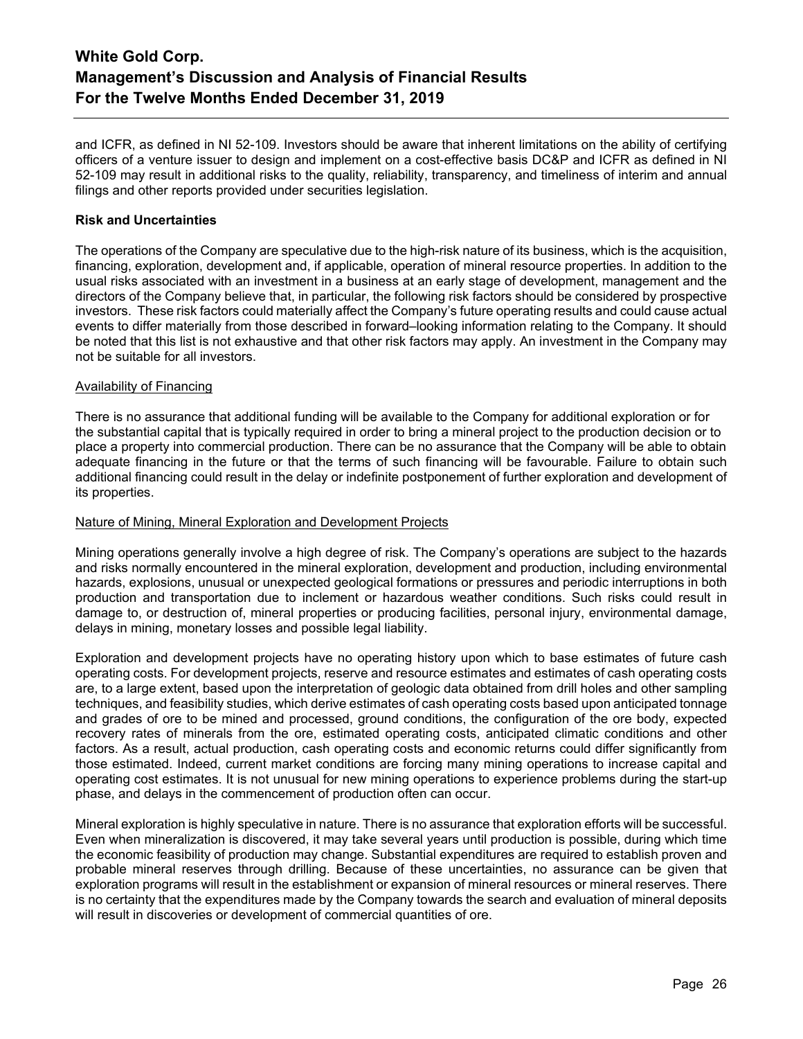and ICFR, as defined in NI 52-109. Investors should be aware that inherent limitations on the ability of certifying officers of a venture issuer to design and implement on a cost-effective basis DC&P and ICFR as defined in NI 52-109 may result in additional risks to the quality, reliability, transparency, and timeliness of interim and annual filings and other reports provided under securities legislation.

**Risk and Uncertainties**

The operations of the Company are speculative due to the high-risk nature of its business, which is the acquisition, financing, exploration, development and, if applicable, operation of mineral resource properties. In addition to the usual risks associated with an investment in a business at an early stage of development, management and the directors of the Company believe that, in particular, the following risk factors should be considered by prospective investors. These risk factors could materially affect the Company's future operating results and could cause actual events to differ materially from those described in forward–looking information relating to the Company. It should be noted that this list is not exhaustive and that other risk factors may apply. An investment in the Company may not be suitable for all investors.

Availability of Financing

There is no assurance that additional funding will be available to the Company for additional exploration or for the substantial capital that is typically required in order to bring a mineral project to the production decision or to place a property into commercial production. There can be no assurance that the Company will be able to obtain adequate financing in the future or that the terms of such financing will be favourable. Failure to obtain such additional financing could result in the delay or indefinite postponement of further exploration and development of its properties.

Nature of Mining, Mineral Exploration and Development Projects

Mining operations generally involve a high degree of risk. The Company's operations are subject to the hazards and risks normally encountered in the mineral exploration, development and production, including environmental hazards, explosions, unusual or unexpected geological formations or pressures and periodic interruptions in both production and transportation due to inclement or hazardous weather conditions. Such risks could result in damage to, or destruction of, mineral properties or producing facilities, personal injury, environmental damage, delays in mining, monetary losses and possible legal liability.

Exploration and development projects have no operating history upon which to base estimates of future cash operating costs. For development projects, reserve and resource estimates and estimates of cash operating costs are, to a large extent, based upon the interpretation of geologic data obtained from drill holes and other sampling techniques, and feasibility studies, which derive estimates of cash operating costs based upon anticipated tonnage and grades of ore to be mined and processed, ground conditions, the configuration of the ore body, expected recovery rates of minerals from the ore, estimated operating costs, anticipated climatic conditions and other factors. As a result, actual production, cash operating costs and economic returns could differ significantly from those estimated. Indeed, current market conditions are forcing many mining operations to increase capital and operating cost estimates. It is not unusual for new mining operations to experience problems during the start-up phase, and delays in the commencement of production often can occur.

Mineral exploration is highly speculative in nature. There is no assurance that exploration efforts will be successful. Even when mineralization is discovered, it may take several years until production is possible, during which time the economic feasibility of production may change. Substantial expenditures are required to establish proven and probable mineral reserves through drilling. Because of these uncertainties, no assurance can be given that exploration programs will result in the establishment or expansion of mineral resources or mineral reserves. There is no certainty that the expenditures made by the Company towards the search and evaluation of mineral deposits will result in discoveries or development of commercial quantities of ore.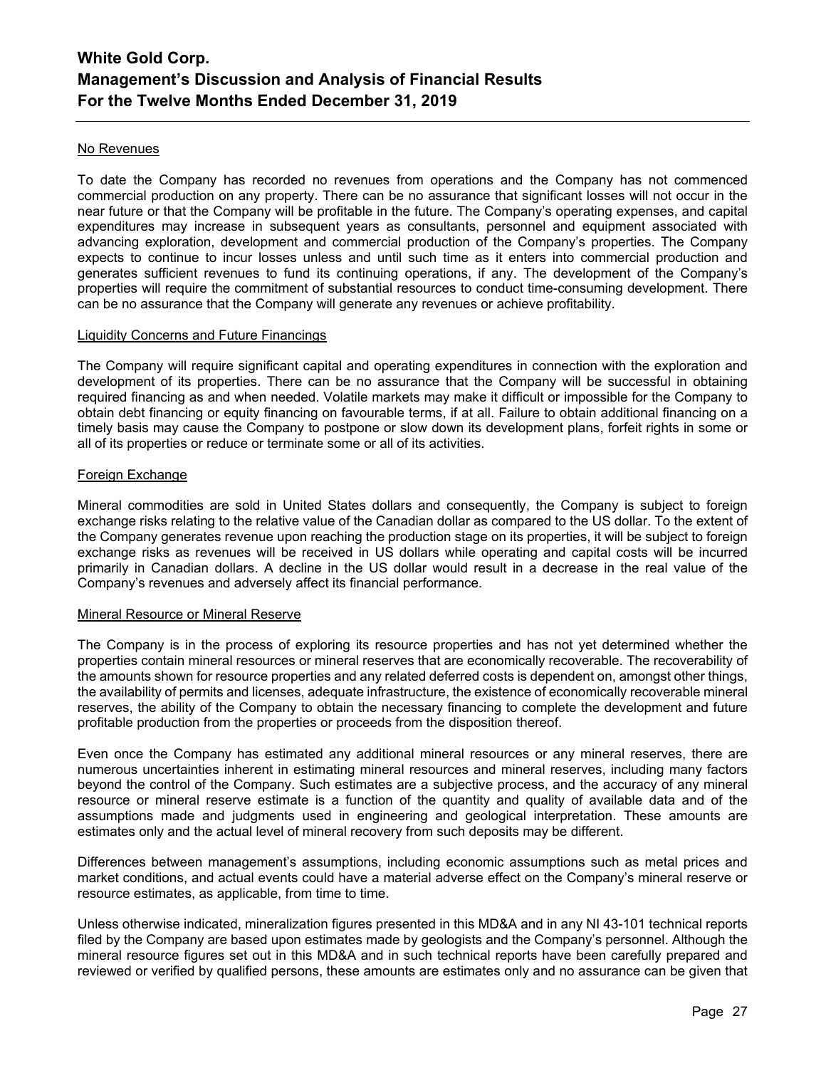No Revenues

To date the Company has recorded no revenues from operations and the Company has not commenced commercial production on any property. There can be no assurance that significant losses will not occur in the near future or that the Company will be profitable in the future. The Company's operating expenses, and capital expenditures may increase in subsequent years as consultants, personnel and equipment associated with advancing exploration, development and commercial production of the Company's properties. The Company expects to continue to incur losses unless and until such time as it enters into commercial production and generates sufficient revenues to fund its continuing operations, if any. The development of the Company's properties will require the commitment of substantial resources to conduct time-consuming development. There can be no assurance that the Company will generate any revenues or achieve profitability.

Liquidity Concerns and Future Financings

The Company will require significant capital and operating expenditures in connection with the exploration and development of its properties. There can be no assurance that the Company will be successful in obtaining required financing as and when needed. Volatile markets may make it difficult or impossible for the Company to obtain debt financing or equity financing on favourable terms, if at all. Failure to obtain additional financing on a timely basis may cause the Company to postpone or slow down its development plans, forfeit rights in some or all of its properties or reduce or terminate some or all of its activities.

Foreign Exchange

Mineral commodities are sold in United States dollars and consequently, the Company is subject to foreign exchange risks relating to the relative value of the Canadian dollar as compared to the US dollar. To the extent of the Company generates revenue upon reaching the production stage on its properties, it will be subject to foreign exchange risks as revenues will be received in US dollars while operating and capital costs will be incurred primarily in Canadian dollars. A decline in the US dollar would result in a decrease in the real value of the Company's revenues and adversely affect its financial performance.

Mineral Resource or Mineral Reserve

The Company is in the process of exploring its resource properties and has not yet determined whether the properties contain mineral resources or mineral reserves that are economically recoverable. The recoverability of the amounts shown for resource properties and any related deferred costs is dependent on, amongst other things, the availability of permits and licenses, adequate infrastructure, the existence of economically recoverable mineral reserves, the ability of the Company to obtain the necessary financing to complete the development and future profitable production from the properties or proceeds from the disposition thereof.

Even once the Company has estimated any additional mineral resources or any mineral reserves, there are numerous uncertainties inherent in estimating mineral resources and mineral reserves, including many factors beyond the control of the Company. Such estimates are a subjective process, and the accuracy of any mineral resource or mineral reserve estimate is a function of the quantity and quality of available data and of the assumptions made and judgments used in engineering and geological interpretation. These amounts are estimates only and the actual level of mineral recovery from such deposits may be different.

Differences between management's assumptions, including economic assumptions such as metal prices and market conditions, and actual events could have a material adverse effect on the Company's mineral reserve or resource estimates, as applicable, from time to time.

Unless otherwise indicated, mineralization figures presented in this MD&A and in any NI 43-101 technical reports filed by the Company are based upon estimates made by geologists and the Company's personnel. Although the mineral resource figures set out in this MD&A and in such technical reports have been carefully prepared and reviewed or verified by qualified persons, these amounts are estimates only and no assurance can be given that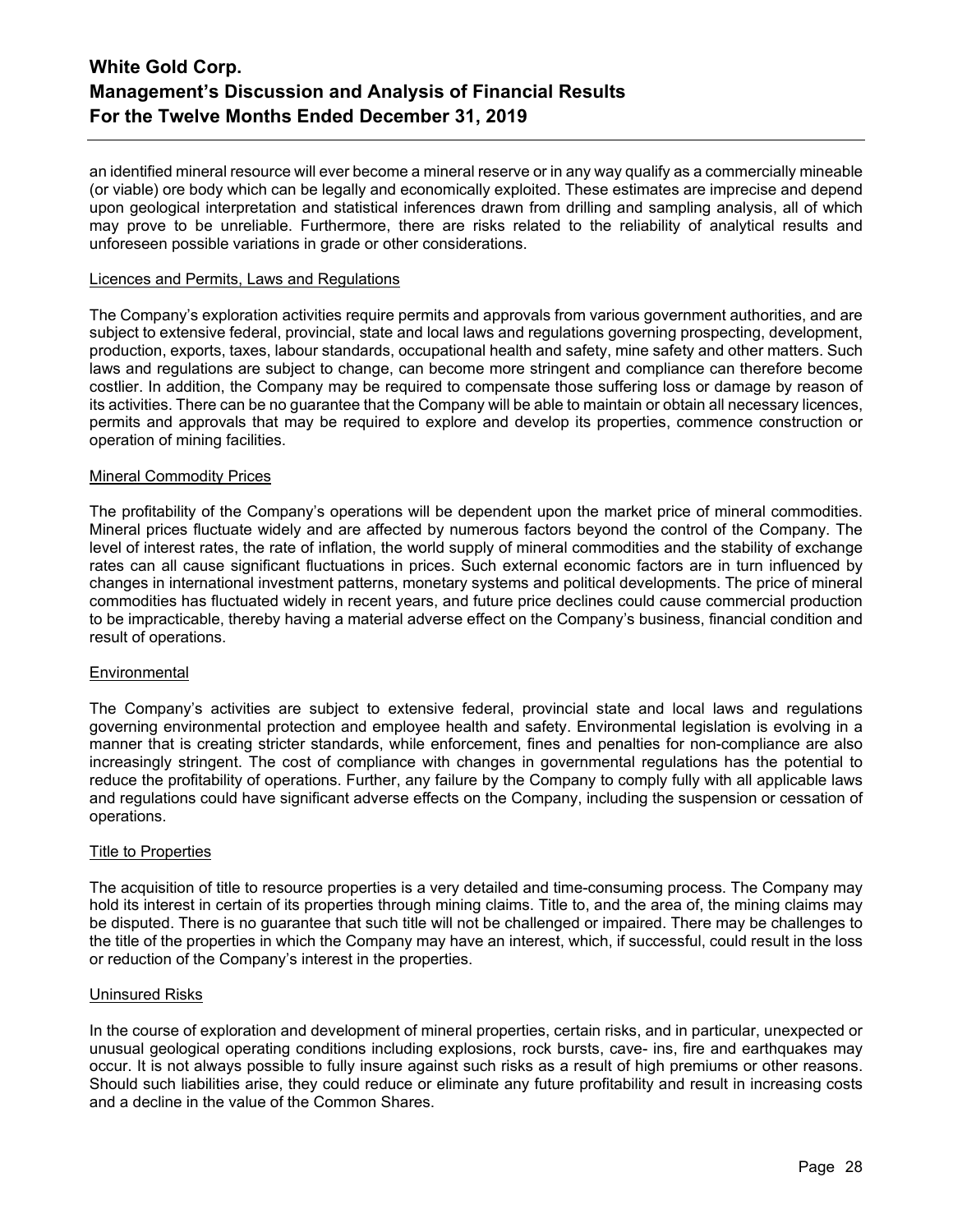an identified mineral resource will ever become a mineral reserve or in any way qualify as a commercially mineable (or viable) ore body which can be legally and economically exploited. These estimates are imprecise and depend upon geological interpretation and statistical inferences drawn from drilling and sampling analysis, all of which may prove to be unreliable. Furthermore, there are risks related to the reliability of analytical results and unforeseen possible variations in grade or other considerations.

Licences and Permits, Laws and Regulations

The Company's exploration activities require permits and approvals from various government authorities, and are subject to extensive federal, provincial, state and local laws and regulations governing prospecting, development, production, exports, taxes, labour standards, occupational health and safety, mine safety and other matters. Such laws and regulations are subject to change, can become more stringent and compliance can therefore become costlier. In addition, the Company may be required to compensate those suffering loss or damage by reason of its activities. There can be no guarantee that the Company will be able to maintain or obtain all necessary licences, permits and approvals that may be required to explore and develop its properties, commence construction or operation of mining facilities.

Mineral Commodity Prices

The profitability of the Company's operations will be dependent upon the market price of mineral commodities. Mineral prices fluctuate widely and are affected by numerous factors beyond the control of the Company. The level of interest rates, the rate of inflation, the world supply of mineral commodities and the stability of exchange rates can all cause significant fluctuations in prices. Such external economic factors are in turn influenced by changes in international investment patterns, monetary systems and political developments. The price of mineral commodities has fluctuated widely in recent years, and future price declines could cause commercial production to be impracticable, thereby having a material adverse effect on the Company's business, financial condition and result of operations.

Environmental

The Company's activities are subject to extensive federal, provincial state and local laws and regulations governing environmental protection and employee health and safety. Environmental legislation is evolving in a manner that is creating stricter standards, while enforcement, fines and penalties for non-compliance are also increasingly stringent. The cost of compliance with changes in governmental regulations has the potential to reduce the profitability of operations. Further, any failure by the Company to comply fully with all applicable laws and regulations could have significant adverse effects on the Company, including the suspension or cessation of operations.

Title to Properties

The acquisition of title to resource properties is a very detailed and time-consuming process. The Company may hold its interest in certain of its properties through mining claims. Title to, and the area of, the mining claims may be disputed. There is no guarantee that such title will not be challenged or impaired. There may be challenges to the title of the properties in which the Company may have an interest, which, if successful, could result in the loss or reduction of the Company's interest in the properties.

Uninsured Risks

In the course of exploration and development of mineral properties, certain risks, and in particular, unexpected or unusual geological operating conditions including explosions, rock bursts, cave- ins, fire and earthquakes may occur. It is not always possible to fully insure against such risks as a result of high premiums or other reasons. Should such liabilities arise, they could reduce or eliminate any future profitability and result in increasing costs and a decline in the value of the Common Shares.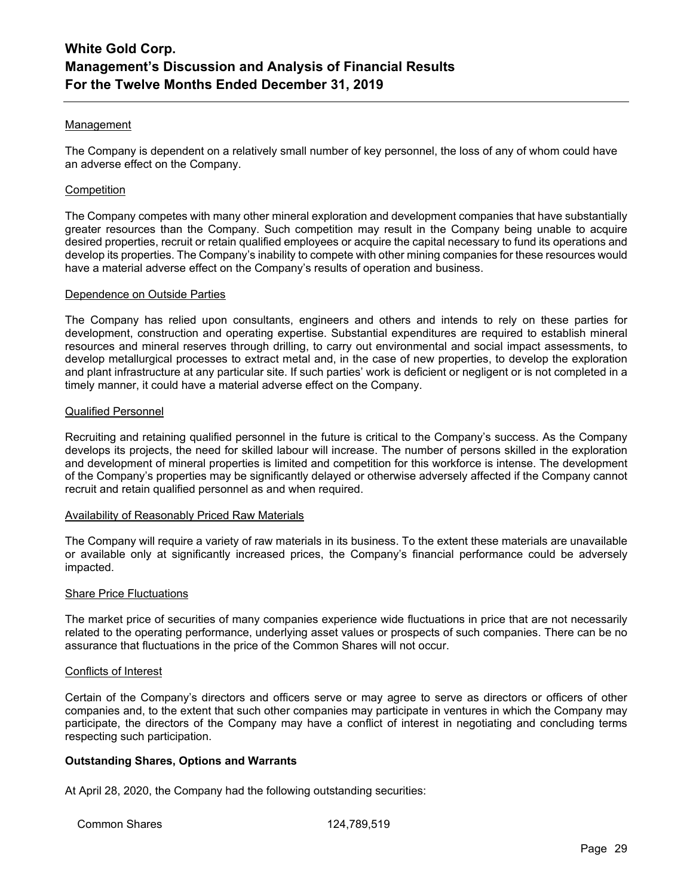Management

The Company is dependent on a relatively small number of key personnel, the loss of any of whom could have an adverse effect on the Company.

Competition

The Company competes with many other mineral exploration and development companies that have substantially greater resources than the Company. Such competition may result in the Company being unable to acquire desired properties, recruit or retain qualified employees or acquire the capital necessary to fund its operations and develop its properties. The Company's inability to compete with other mining companies for these resources would have a material adverse effect on the Company's results of operation and business.

Dependence on Outside Parties

The Company has relied upon consultants, engineers and others and intends to rely on these parties for development, construction and operating expertise. Substantial expenditures are required to establish mineral resources and mineral reserves through drilling, to carry out environmental and social impact assessments, to develop metallurgical processes to extract metal and, in the case of new properties, to develop the exploration and plant infrastructure at any particular site. If such parties' work is deficient or negligent or is not completed in a timely manner, it could have a material adverse effect on the Company.

Qualified Personnel

Recruiting and retaining qualified personnel in the future is critical to the Company's success. As the Company develops its projects, the need for skilled labour will increase. The number of persons skilled in the exploration and development of mineral properties is limited and competition for this workforce is intense. The development of the Company's properties may be significantly delayed or otherwise adversely affected if the Company cannot recruit and retain qualified personnel as and when required.

Availability of Reasonably Priced Raw Materials

The Company will require a variety of raw materials in its business. To the extent these materials are unavailable or available only at significantly increased prices, the Company's financial performance could be adversely impacted.

Share Price Fluctuations

The market price of securities of many companies experience wide fluctuations in price that are not necessarily related to the operating performance, underlying asset values or prospects of such companies. There can be no assurance that fluctuations in the price of the Common Shares will not occur.

Conflicts of Interest

Certain of the Company's directors and officers serve or may agree to serve as directors or officers of other companies and, to the extent that such other companies may participate in ventures in which the Company may participate, the directors of the Company may have a conflict of interest in negotiating and concluding terms respecting such participation.

**Outstanding Shares, Options and Warrants**

At April 28, 2020, the Company had the following outstanding securities:

| | |
|---|---|
| Common Shares | 124,789,519 |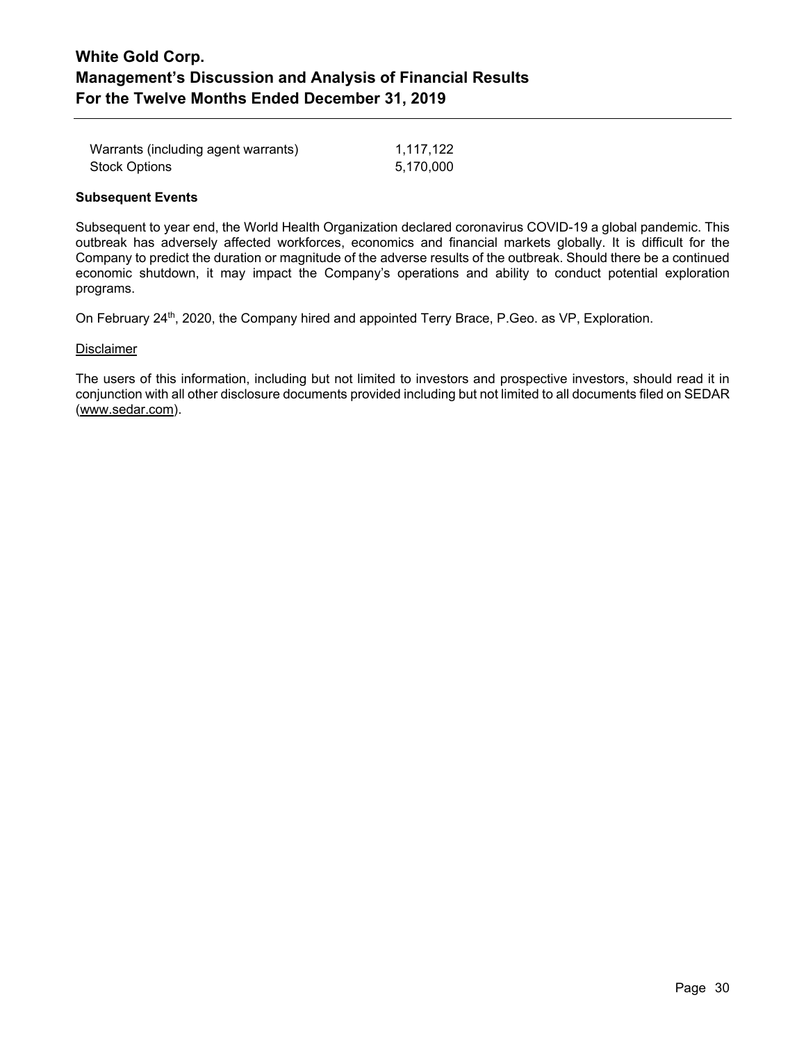| | |
|---|---|
| Warrants (including agent warrants) | 1,117,122 |
| Stock Options | 5,170,000 |

**Subsequent Events**

Subsequent to year end, the World Health Organization declared coronavirus COVID-19 a global pandemic. This outbreak has adversely affected workforces, economics and financial markets globally. It is difficult for the Company to predict the duration or magnitude of the adverse results of the outbreak. Should there be a continued economic shutdown, it may impact the Company's operations and ability to conduct potential exploration programs.

On February 24th, 2020, the Company hired and appointed Terry Brace, P.Geo. as VP, Exploration.

Disclaimer

The users of this information, including but not limited to investors and prospective investors, should read it in conjunction with all other disclosure documents provided including but not limited to all documents filed on SEDAR (www.sedar.com).